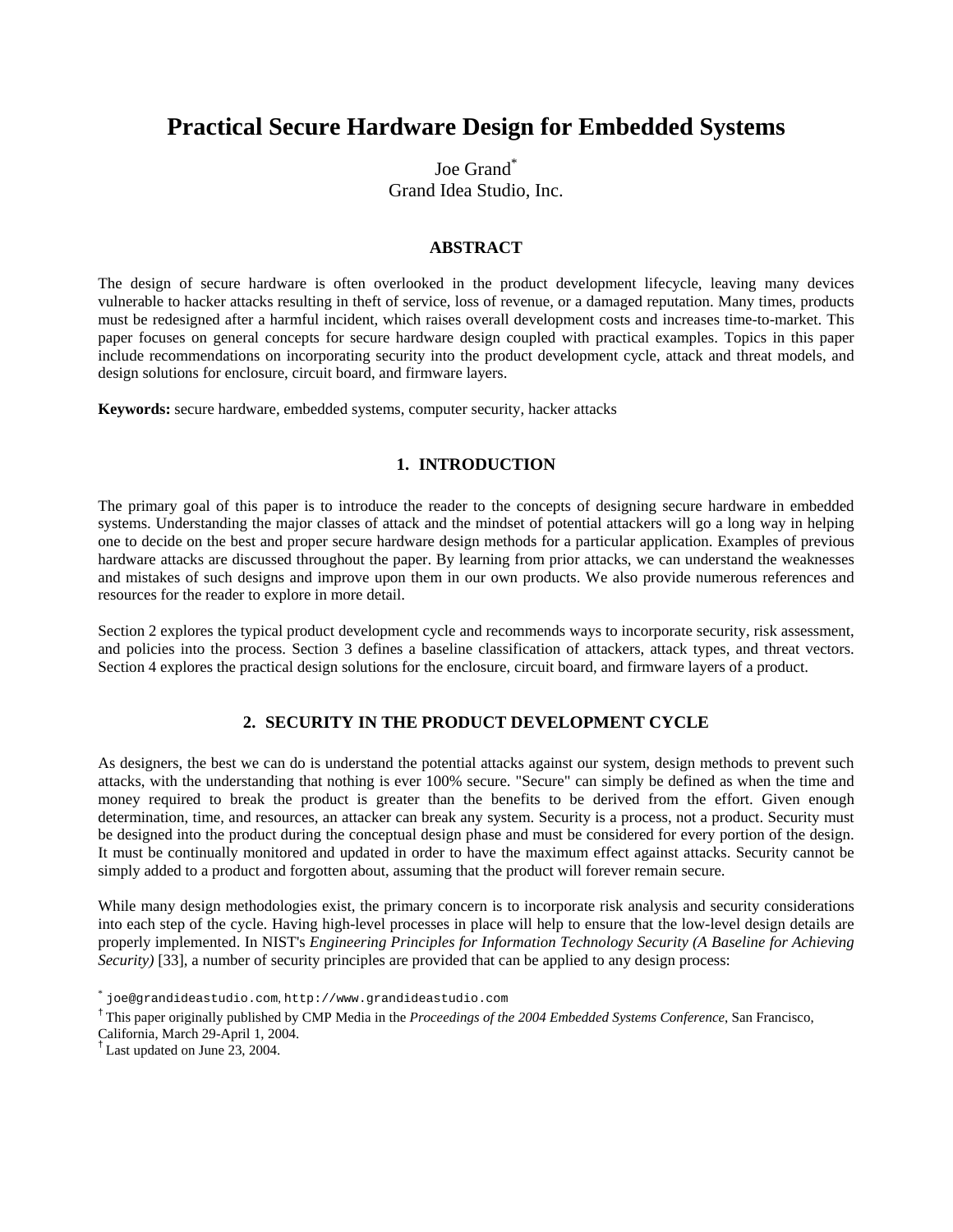# Practical Secure Hardware Design for Embedded Systems

Joe Grand[*]
Grand Idea Studio, Inc.

## ABSTRACT

The design of secure hardware is often overlooked in the product development lifecycle, leaving many devices vulnerable to hacker attacks resulting in theft of service, loss of revenue, or a damaged reputation. Many times, products must be redesigned after a harmful incident, which raises overall development costs and increases time-to-market. This paper focuses on general concepts for secure hardware design coupled with practical examples. Topics in this paper include recommendations on incorporating security into the product development cycle, attack and threat models, and design solutions for enclosure, circuit board, and firmware layers.

**Keywords:** secure hardware, embedded systems, computer security, hacker attacks

## 1. INTRODUCTION

The primary goal of this paper is to introduce the reader to the concepts of designing secure hardware in embedded systems. Understanding the major classes of attack and the mindset of potential attackers will go a long way in helping one to decide on the best and proper secure hardware design methods for a particular application. Examples of previous hardware attacks are discussed throughout the paper. By learning from prior attacks, we can understand the weaknesses and mistakes of such designs and improve upon them in our own products. We also provide numerous references and resources for the reader to explore in more detail.

Section 2 explores the typical product development cycle and recommends ways to incorporate security, risk assessment, and policies into the process. Section 3 defines a baseline classification of attackers, attack types, and threat vectors. Section 4 explores the practical design solutions for the enclosure, circuit board, and firmware layers of a product.

## 2. SECURITY IN THE PRODUCT DEVELOPMENT CYCLE

As designers, the best we can do is understand the potential attacks against our system, design methods to prevent such attacks, with the understanding that nothing is ever 100% secure. "Secure" can simply be defined as when the time and money required to break the product is greater than the benefits to be derived from the effort. Given enough determination, time, and resources, an attacker can break any system. Security is a process, not a product. Security must be designed into the product during the conceptual design phase and must be considered for every portion of the design. It must be continually monitored and updated in order to have the maximum effect against attacks. Security cannot be simply added to a product and forgotten about, assuming that the product will forever remain secure.

While many design methodologies exist, the primary concern is to incorporate risk analysis and security considerations into each step of the cycle. Having high-level processes in place will help to ensure that the low-level design details are properly implemented. In NIST's *Engineering Principles for Information Technology Security (A Baseline for Achieving Security)* [33], a number of security principles are provided that can be applied to any design process:

[*] joe@grandideastudio.com, http://www.grandideastudio.com

[†] This paper originally published by CMP Media in the *Proceedings of the 2004 Embedded Systems Conference*, San Francisco, California, March 29-April 1, 2004.

[†] Last updated on June 23, 2004.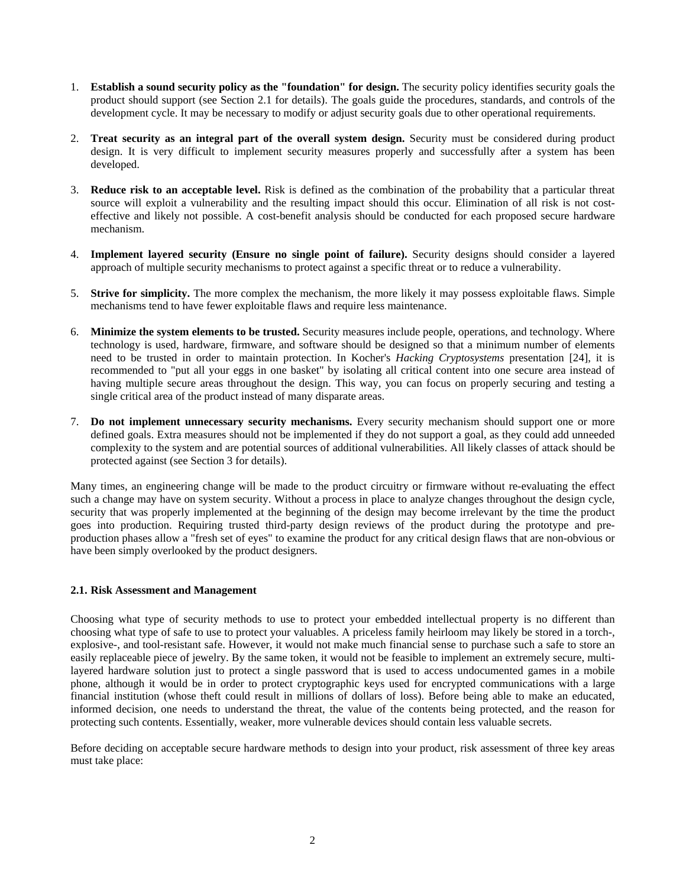1. **Establish a sound security policy as the "foundation" for design.** The security policy identifies security goals the product should support (see Section 2.1 for details). The goals guide the procedures, standards, and controls of the development cycle. It may be necessary to modify or adjust security goals due to other operational requirements.

2. **Treat security as an integral part of the overall system design.** Security must be considered during product design. It is very difficult to implement security measures properly and successfully after a system has been developed.

3. **Reduce risk to an acceptable level.** Risk is defined as the combination of the probability that a particular threat source will exploit a vulnerability and the resulting impact should this occur. Elimination of all risk is not cost-effective and likely not possible. A cost-benefit analysis should be conducted for each proposed secure hardware mechanism.

4. **Implement layered security (Ensure no single point of failure).** Security designs should consider a layered approach of multiple security mechanisms to protect against a specific threat or to reduce a vulnerability.

5. **Strive for simplicity.** The more complex the mechanism, the more likely it may possess exploitable flaws. Simple mechanisms tend to have fewer exploitable flaws and require less maintenance.

6. **Minimize the system elements to be trusted.** Security measures include people, operations, and technology. Where technology is used, hardware, firmware, and software should be designed so that a minimum number of elements need to be trusted in order to maintain protection. In Kocher's *Hacking Cryptosystems* presentation [24], it is recommended to "put all your eggs in one basket" by isolating all critical content into one secure area instead of having multiple secure areas throughout the design. This way, you can focus on properly securing and testing a single critical area of the product instead of many disparate areas.

7. **Do not implement unnecessary security mechanisms.** Every security mechanism should support one or more defined goals. Extra measures should not be implemented if they do not support a goal, as they could add unneeded complexity to the system and are potential sources of additional vulnerabilities. All likely classes of attack should be protected against (see Section 3 for details).

Many times, an engineering change will be made to the product circuitry or firmware without re-evaluating the effect such a change may have on system security. Without a process in place to analyze changes throughout the design cycle, security that was properly implemented at the beginning of the design may become irrelevant by the time the product goes into production. Requiring trusted third-party design reviews of the product during the prototype and pre-production phases allow a "fresh set of eyes" to examine the product for any critical design flaws that are non-obvious or have been simply overlooked by the product designers.

### 2.1. Risk Assessment and Management

Choosing what type of security methods to use to protect your embedded intellectual property is no different than choosing what type of safe to use to protect your valuables. A priceless family heirloom may likely be stored in a torch-, explosive-, and tool-resistant safe. However, it would not make much financial sense to purchase such a safe to store an easily replaceable piece of jewelry. By the same token, it would not be feasible to implement an extremely secure, multi-layered hardware solution just to protect a single password that is used to access undocumented games in a mobile phone, although it would be in order to protect cryptographic keys used for encrypted communications with a large financial institution (whose theft could result in millions of dollars of loss). Before being able to make an educated, informed decision, one needs to understand the threat, the value of the contents being protected, and the reason for protecting such contents. Essentially, weaker, more vulnerable devices should contain less valuable secrets.

Before deciding on acceptable secure hardware methods to design into your product, risk assessment of three key areas must take place: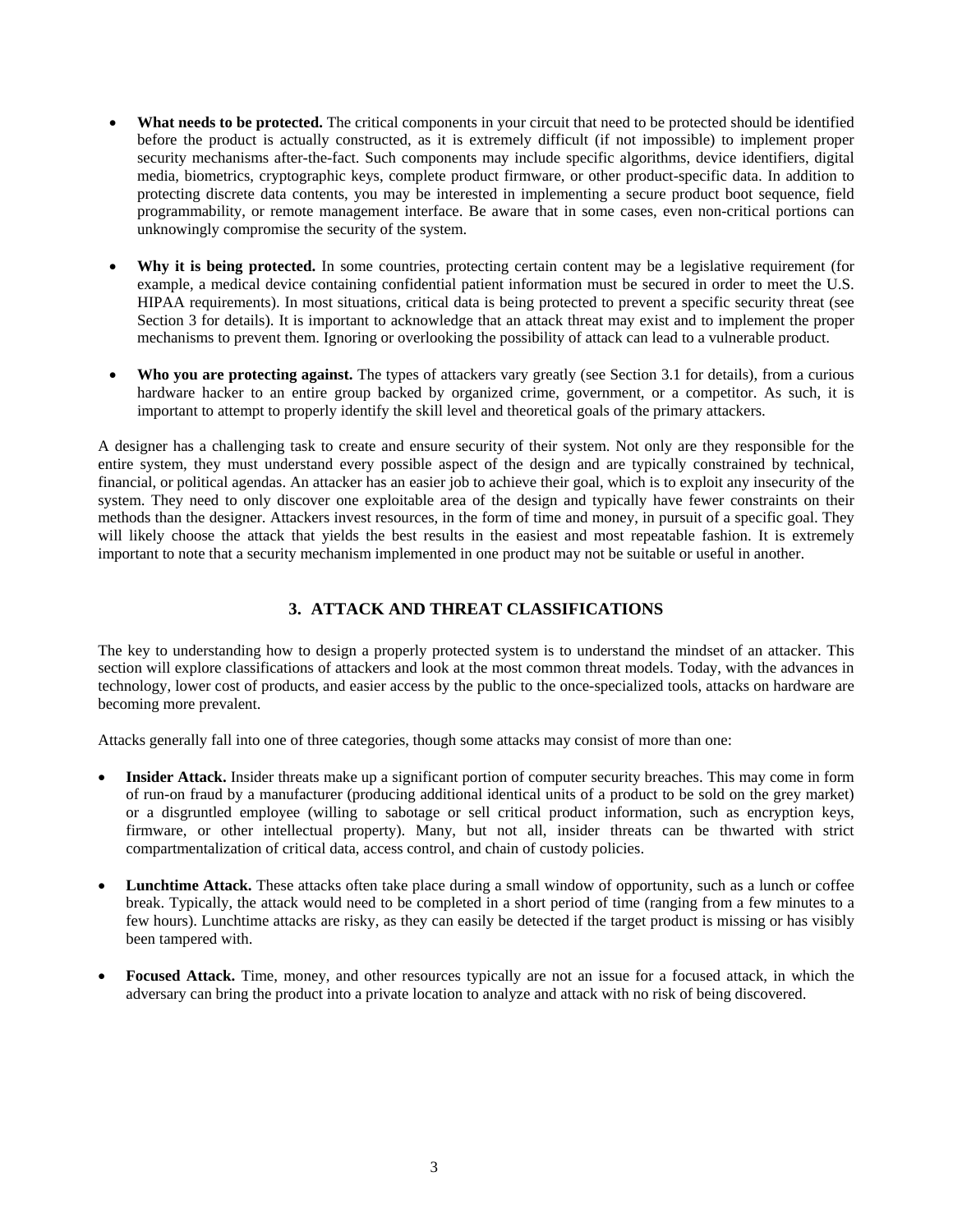- **What needs to be protected.** The critical components in your circuit that need to be protected should be identified before the product is actually constructed, as it is extremely difficult (if not impossible) to implement proper security mechanisms after-the-fact. Such components may include specific algorithms, device identifiers, digital media, biometrics, cryptographic keys, complete product firmware, or other product-specific data. In addition to protecting discrete data contents, you may be interested in implementing a secure product boot sequence, field programmability, or remote management interface. Be aware that in some cases, even non-critical portions can unknowingly compromise the security of the system.

- **Why it is being protected.** In some countries, protecting certain content may be a legislative requirement (for example, a medical device containing confidential patient information must be secured in order to meet the U.S. HIPAA requirements). In most situations, critical data is being protected to prevent a specific security threat (see Section 3 for details). It is important to acknowledge that an attack threat may exist and to implement the proper mechanisms to prevent them. Ignoring or overlooking the possibility of attack can lead to a vulnerable product.

- **Who you are protecting against.** The types of attackers vary greatly (see Section 3.1 for details), from a curious hardware hacker to an entire group backed by organized crime, government, or a competitor. As such, it is important to attempt to properly identify the skill level and theoretical goals of the primary attackers.

A designer has a challenging task to create and ensure security of their system. Not only are they responsible for the entire system, they must understand every possible aspect of the design and are typically constrained by technical, financial, or political agendas. An attacker has an easier job to achieve their goal, which is to exploit any insecurity of the system. They need to only discover one exploitable area of the design and typically have fewer constraints on their methods than the designer. Attackers invest resources, in the form of time and money, in pursuit of a specific goal. They will likely choose the attack that yields the best results in the easiest and most repeatable fashion. It is extremely important to note that a security mechanism implemented in one product may not be suitable or useful in another.

## 3. ATTACK AND THREAT CLASSIFICATIONS

The key to understanding how to design a properly protected system is to understand the mindset of an attacker. This section will explore classifications of attackers and look at the most common threat models. Today, with the advances in technology, lower cost of products, and easier access by the public to the once-specialized tools, attacks on hardware are becoming more prevalent.

Attacks generally fall into one of three categories, though some attacks may consist of more than one:

- **Insider Attack.** Insider threats make up a significant portion of computer security breaches. This may come in form of run-on fraud by a manufacturer (producing additional identical units of a product to be sold on the grey market) or a disgruntled employee (willing to sabotage or sell critical product information, such as encryption keys, firmware, or other intellectual property). Many, but not all, insider threats can be thwarted with strict compartmentalization of critical data, access control, and chain of custody policies.

- **Lunchtime Attack.** These attacks often take place during a small window of opportunity, such as a lunch or coffee break. Typically, the attack would need to be completed in a short period of time (ranging from a few minutes to a few hours). Lunchtime attacks are risky, as they can easily be detected if the target product is missing or has visibly been tampered with.

- **Focused Attack.** Time, money, and other resources typically are not an issue for a focused attack, in which the adversary can bring the product into a private location to analyze and attack with no risk of being discovered.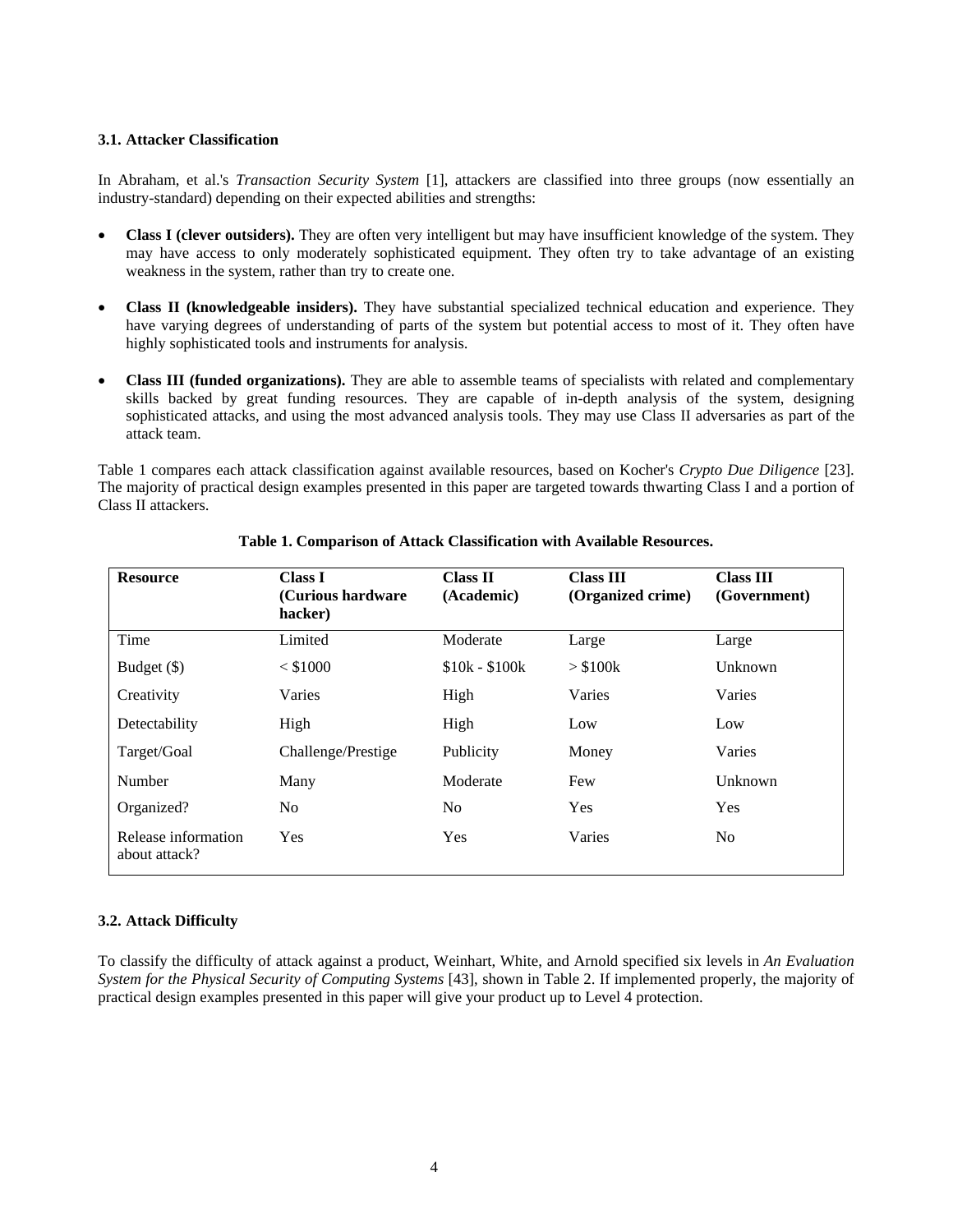### 3.1. Attacker Classification

In Abraham, et al.'s *Transaction Security System* [1], attackers are classified into three groups (now essentially an industry-standard) depending on their expected abilities and strengths:

- **Class I (clever outsiders).** They are often very intelligent but may have insufficient knowledge of the system. They may have access to only moderately sophisticated equipment. They often try to take advantage of an existing weakness in the system, rather than try to create one.
- **Class II (knowledgeable insiders).** They have substantial specialized technical education and experience. They have varying degrees of understanding of parts of the system but potential access to most of it. They often have highly sophisticated tools and instruments for analysis.
- **Class III (funded organizations).** They are able to assemble teams of specialists with related and complementary skills backed by great funding resources. They are capable of in-depth analysis of the system, designing sophisticated attacks, and using the most advanced analysis tools. They may use Class II adversaries as part of the attack team.

Table 1 compares each attack classification against available resources, based on Kocher's *Crypto Due Diligence* [23]. The majority of practical design examples presented in this paper are targeted towards thwarting Class I and a portion of Class II attackers.

**Table 1. Comparison of Attack Classification with Available Resources.**

| Resource | Class I (Curious hardware hacker) | Class II (Academic) | Class III (Organized crime) | Class III (Government) |
|---|---|---|---|---|
| Time | Limited | Moderate | Large | Large |
| Budget ($) | < $1000 | $10k - $100k | > $100k | Unknown |
| Creativity | Varies | High | Varies | Varies |
| Detectability | High | High | Low | Low |
| Target/Goal | Challenge/Prestige | Publicity | Money | Varies |
| Number | Many | Moderate | Few | Unknown |
| Organized? | No | No | Yes | Yes |
| Release information about attack? | Yes | Yes | Varies | No |

### 3.2. Attack Difficulty

To classify the difficulty of attack against a product, Weinhart, White, and Arnold specified six levels in *An Evaluation System for the Physical Security of Computing Systems* [43], shown in Table 2. If implemented properly, the majority of practical design examples presented in this paper will give your product up to Level 4 protection.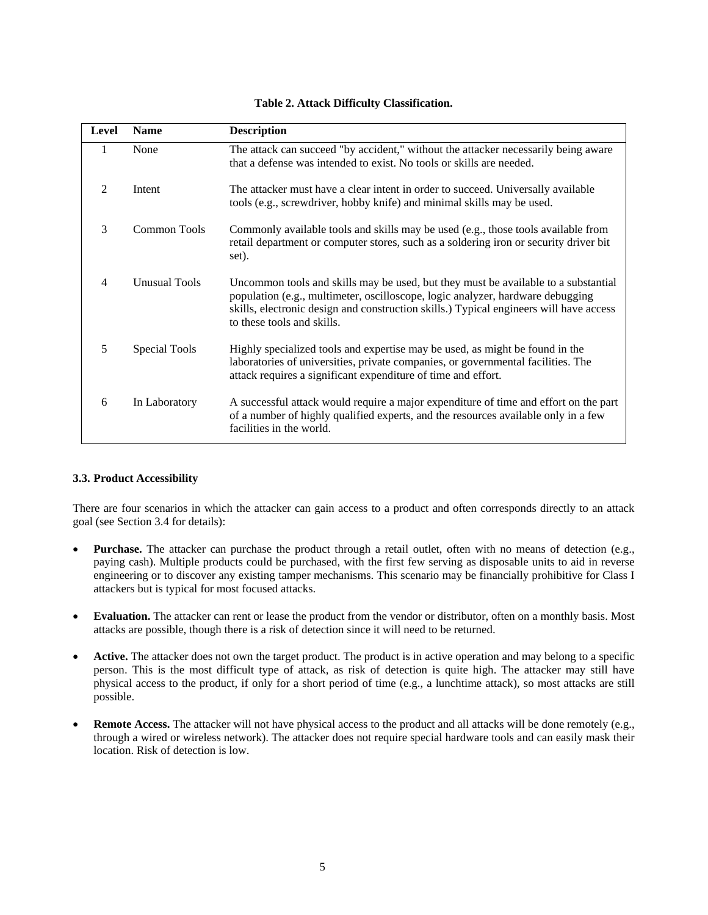**Table 2. Attack Difficulty Classification.**

| Level | Name | Description |
|---|---|---|
| 1 | None | The attack can succeed "by accident," without the attacker necessarily being aware that a defense was intended to exist. No tools or skills are needed. |
| 2 | Intent | The attacker must have a clear intent in order to succeed. Universally available tools (e.g., screwdriver, hobby knife) and minimal skills may be used. |
| 3 | Common Tools | Commonly available tools and skills may be used (e.g., those tools available from retail department or computer stores, such as a soldering iron or security driver bit set). |
| 4 | Unusual Tools | Uncommon tools and skills may be used, but they must be available to a substantial population (e.g., multimeter, oscilloscope, logic analyzer, hardware debugging skills, electronic design and construction skills.) Typical engineers will have access to these tools and skills. |
| 5 | Special Tools | Highly specialized tools and expertise may be used, as might be found in the laboratories of universities, private companies, or governmental facilities. The attack requires a significant expenditure of time and effort. |
| 6 | In Laboratory | A successful attack would require a major expenditure of time and effort on the part of a number of highly qualified experts, and the resources available only in a few facilities in the world. |

### 3.3. Product Accessibility

There are four scenarios in which the attacker can gain access to a product and often corresponds directly to an attack goal (see Section 3.4 for details):

- **Purchase.** The attacker can purchase the product through a retail outlet, often with no means of detection (e.g., paying cash). Multiple products could be purchased, with the first few serving as disposable units to aid in reverse engineering or to discover any existing tamper mechanisms. This scenario may be financially prohibitive for Class I attackers but is typical for most focused attacks.

- **Evaluation.** The attacker can rent or lease the product from the vendor or distributor, often on a monthly basis. Most attacks are possible, though there is a risk of detection since it will need to be returned.

- **Active.** The attacker does not own the target product. The product is in active operation and may belong to a specific person. This is the most difficult type of attack, as risk of detection is quite high. The attacker may still have physical access to the product, if only for a short period of time (e.g., a lunchtime attack), so most attacks are still possible.

- **Remote Access.** The attacker will not have physical access to the product and all attacks will be done remotely (e.g., through a wired or wireless network). The attacker does not require special hardware tools and can easily mask their location. Risk of detection is low.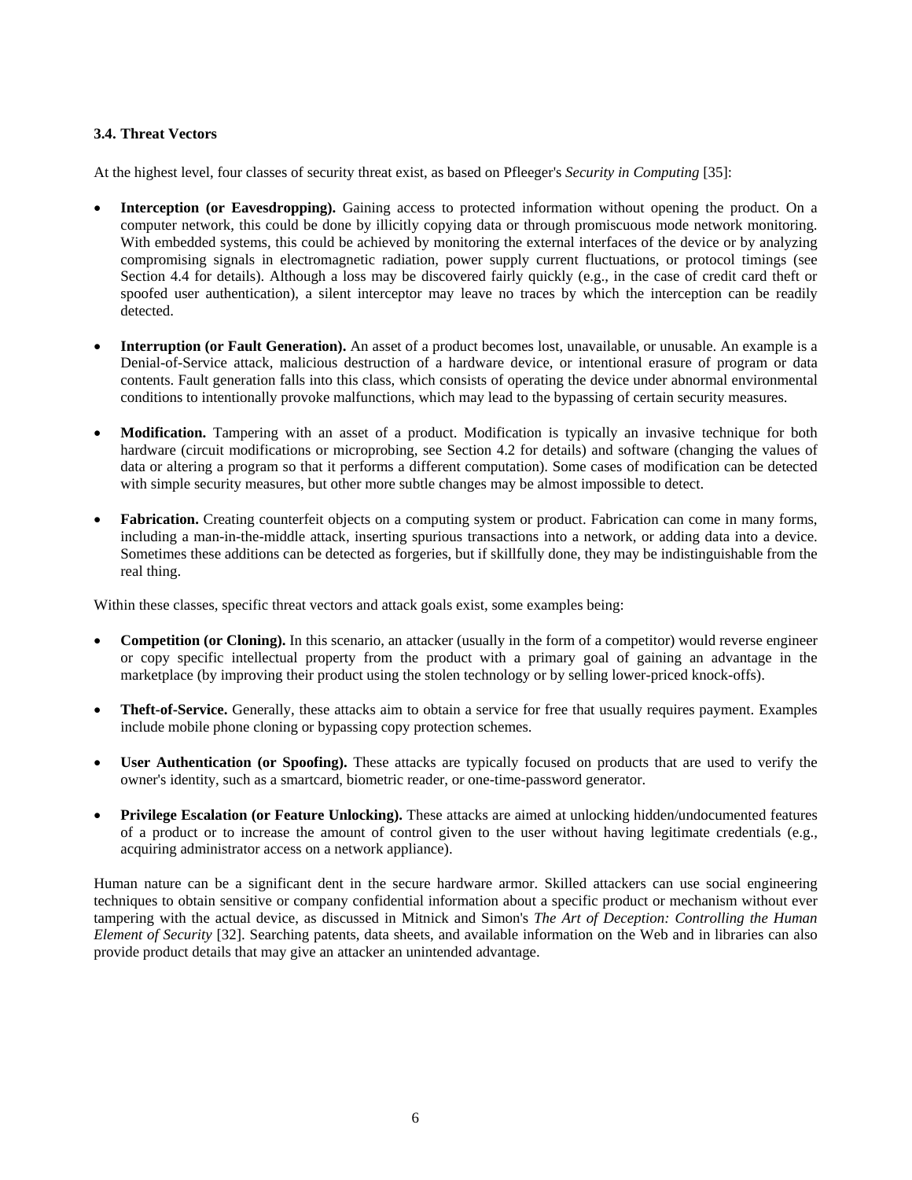### 3.4. Threat Vectors

At the highest level, four classes of security threat exist, as based on Pfleeger's *Security in Computing* [35]:

- **Interception (or Eavesdropping).** Gaining access to protected information without opening the product. On a computer network, this could be done by illicitly copying data or through promiscuous mode network monitoring. With embedded systems, this could be achieved by monitoring the external interfaces of the device or by analyzing compromising signals in electromagnetic radiation, power supply current fluctuations, or protocol timings (see Section 4.4 for details). Although a loss may be discovered fairly quickly (e.g., in the case of credit card theft or spoofed user authentication), a silent interceptor may leave no traces by which the interception can be readily detected.

- **Interruption (or Fault Generation).** An asset of a product becomes lost, unavailable, or unusable. An example is a Denial-of-Service attack, malicious destruction of a hardware device, or intentional erasure of program or data contents. Fault generation falls into this class, which consists of operating the device under abnormal environmental conditions to intentionally provoke malfunctions, which may lead to the bypassing of certain security measures.

- **Modification.** Tampering with an asset of a product. Modification is typically an invasive technique for both hardware (circuit modifications or microprobing, see Section 4.2 for details) and software (changing the values of data or altering a program so that it performs a different computation). Some cases of modification can be detected with simple security measures, but other more subtle changes may be almost impossible to detect.

- **Fabrication.** Creating counterfeit objects on a computing system or product. Fabrication can come in many forms, including a man-in-the-middle attack, inserting spurious transactions into a network, or adding data into a device. Sometimes these additions can be detected as forgeries, but if skillfully done, they may be indistinguishable from the real thing.

Within these classes, specific threat vectors and attack goals exist, some examples being:

- **Competition (or Cloning).** In this scenario, an attacker (usually in the form of a competitor) would reverse engineer or copy specific intellectual property from the product with a primary goal of gaining an advantage in the marketplace (by improving their product using the stolen technology or by selling lower-priced knock-offs).

- **Theft-of-Service.** Generally, these attacks aim to obtain a service for free that usually requires payment. Examples include mobile phone cloning or bypassing copy protection schemes.

- **User Authentication (or Spoofing).** These attacks are typically focused on products that are used to verify the owner's identity, such as a smartcard, biometric reader, or one-time-password generator.

- **Privilege Escalation (or Feature Unlocking).** These attacks are aimed at unlocking hidden/undocumented features of a product or to increase the amount of control given to the user without having legitimate credentials (e.g., acquiring administrator access on a network appliance).

Human nature can be a significant dent in the secure hardware armor. Skilled attackers can use social engineering techniques to obtain sensitive or company confidential information about a specific product or mechanism without ever tampering with the actual device, as discussed in Mitnick and Simon's *The Art of Deception: Controlling the Human Element of Security* [32]. Searching patents, data sheets, and available information on the Web and in libraries can also provide product details that may give an attacker an unintended advantage.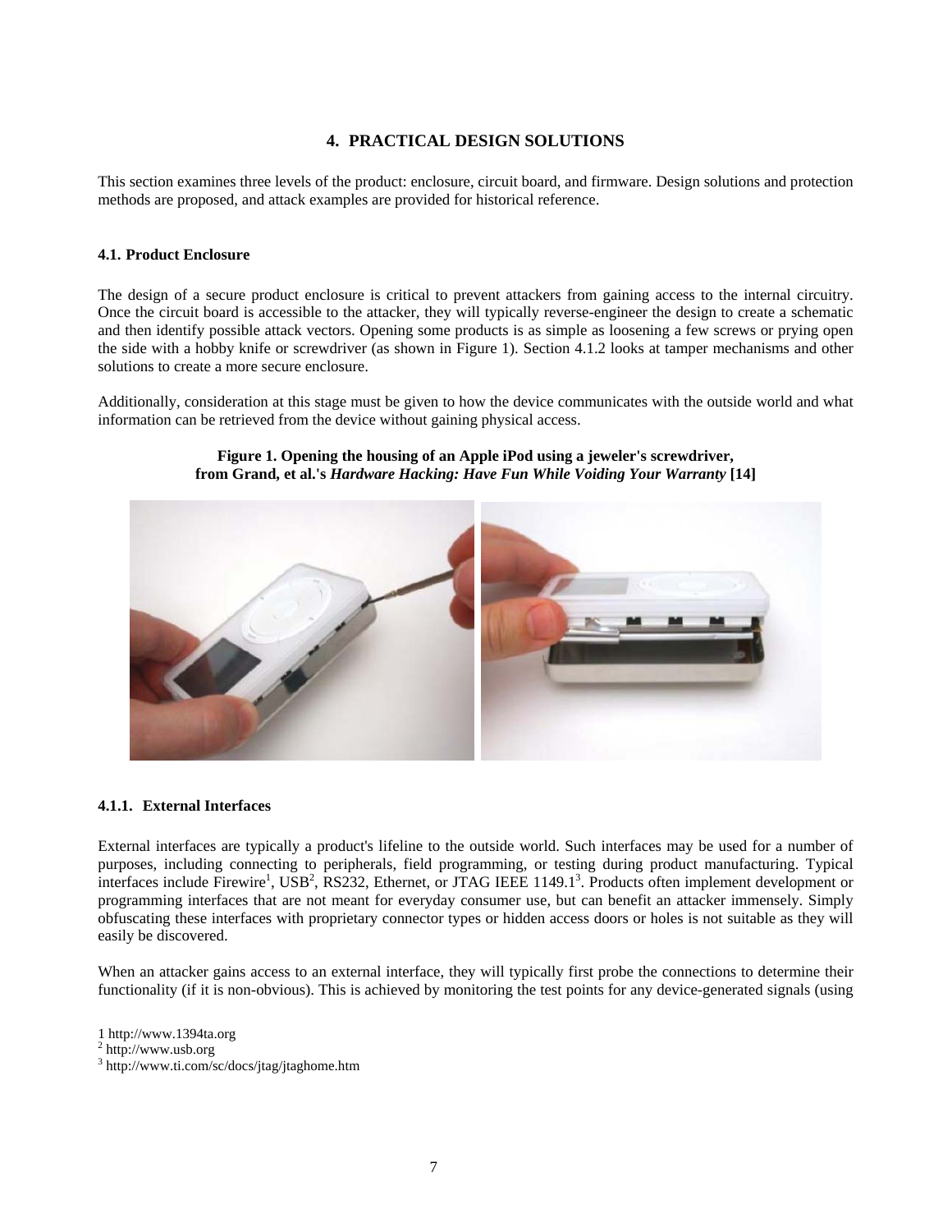## 4. PRACTICAL DESIGN SOLUTIONS

This section examines three levels of the product: enclosure, circuit board, and firmware. Design solutions and protection methods are proposed, and attack examples are provided for historical reference.

### 4.1. Product Enclosure

The design of a secure product enclosure is critical to prevent attackers from gaining access to the internal circuitry. Once the circuit board is accessible to the attacker, they will typically reverse-engineer the design to create a schematic and then identify possible attack vectors. Opening some products is as simple as loosening a few screws or prying open the side with a hobby knife or screwdriver (as shown in Figure 1). Section 4.1.2 looks at tamper mechanisms and other solutions to create a more secure enclosure.

Additionally, consideration at this stage must be given to how the device communicates with the outside world and what information can be retrieved from the device without gaining physical access.

**Figure 1. Opening the housing of an Apple iPod using a jeweler's screwdriver, from Grand, et al.'s *Hardware Hacking: Have Fun While Voiding Your Warranty* [14]**

#### 4.1.1. External Interfaces

External interfaces are typically a product's lifeline to the outside world. Such interfaces may be used for a number of purposes, including connecting to peripherals, field programming, or testing during product manufacturing. Typical interfaces include Firewire[1], USB[2], RS232, Ethernet, or JTAG IEEE 1149.1[3]. Products often implement development or programming interfaces that are not meant for everyday consumer use, but can benefit an attacker immensely. Simply obfuscating these interfaces with proprietary connector types or hidden access doors or holes is not suitable as they will easily be discovered.

When an attacker gains access to an external interface, they will typically first probe the connections to determine their functionality (if it is non-obvious). This is achieved by monitoring the test points for any device-generated signals (using

[1] http://www.1394ta.org
[2] http://www.usb.org
[3] http://www.ti.com/sc/docs/jtag/jtaghome.htm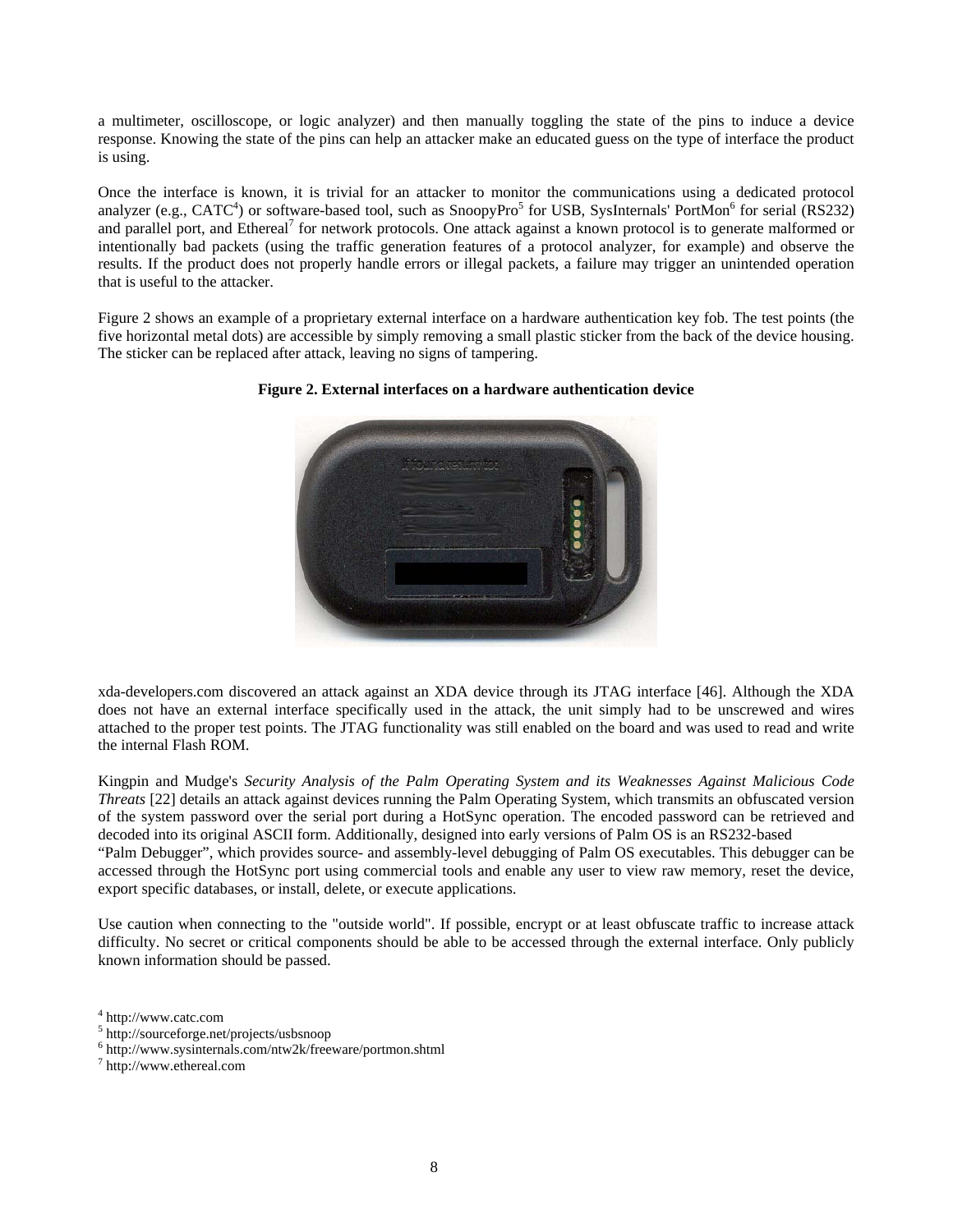a multimeter, oscilloscope, or logic analyzer) and then manually toggling the state of the pins to induce a device response. Knowing the state of the pins can help an attacker make an educated guess on the type of interface the product is using.

Once the interface is known, it is trivial for an attacker to monitor the communications using a dedicated protocol analyzer (e.g., CATC[4]) or software-based tool, such as SnoopyPro[5] for USB, SysInternals' PortMon[6] for serial (RS232) and parallel port, and Ethereal[7] for network protocols. One attack against a known protocol is to generate malformed or intentionally bad packets (using the traffic generation features of a protocol analyzer, for example) and observe the results. If the product does not properly handle errors or illegal packets, a failure may trigger an unintended operation that is useful to the attacker.

Figure 2 shows an example of a proprietary external interface on a hardware authentication key fob. The test points (the five horizontal metal dots) are accessible by simply removing a small plastic sticker from the back of the device housing. The sticker can be replaced after attack, leaving no signs of tampering.

**Figure 2. External interfaces on a hardware authentication device**

xda-developers.com discovered an attack against an XDA device through its JTAG interface [46]. Although the XDA does not have an external interface specifically used in the attack, the unit simply had to be unscrewed and wires attached to the proper test points. The JTAG functionality was still enabled on the board and was used to read and write the internal Flash ROM.

Kingpin and Mudge's *Security Analysis of the Palm Operating System and its Weaknesses Against Malicious Code Threats* [22] details an attack against devices running the Palm Operating System, which transmits an obfuscated version of the system password over the serial port during a HotSync operation. The encoded password can be retrieved and decoded into its original ASCII form. Additionally, designed into early versions of Palm OS is an RS232-based "Palm Debugger", which provides source- and assembly-level debugging of Palm OS executables. This debugger can be accessed through the HotSync port using commercial tools and enable any user to view raw memory, reset the device, export specific databases, or install, delete, or execute applications.

Use caution when connecting to the "outside world". If possible, encrypt or at least obfuscate traffic to increase attack difficulty. No secret or critical components should be able to be accessed through the external interface. Only publicly known information should be passed.

[4] http://www.catc.com
[5] http://sourceforge.net/projects/usbsnoop
[6] http://www.sysinternals.com/ntw2k/freeware/portmon.shtml
[7] http://www.ethereal.com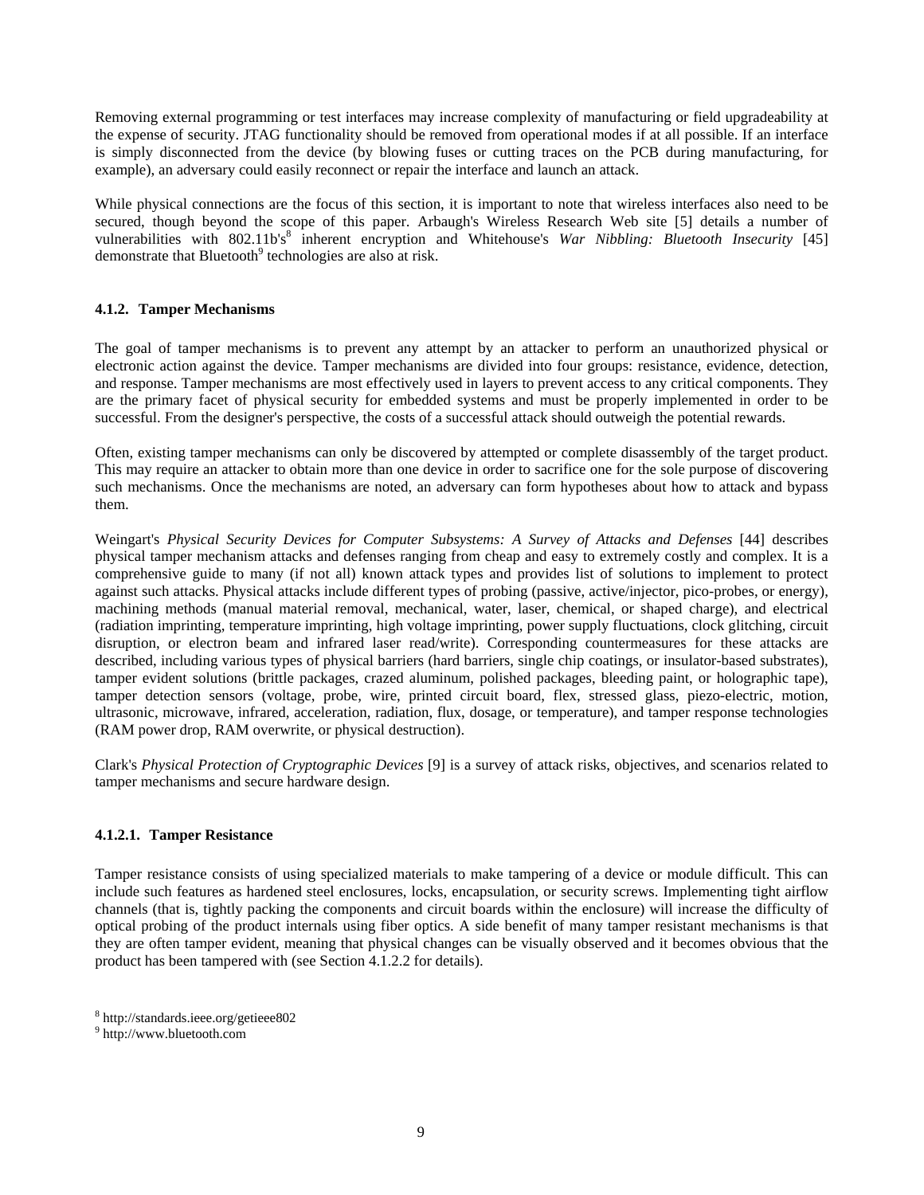Removing external programming or test interfaces may increase complexity of manufacturing or field upgradeability at the expense of security. JTAG functionality should be removed from operational modes if at all possible. If an interface is simply disconnected from the device (by blowing fuses or cutting traces on the PCB during manufacturing, for example), an adversary could easily reconnect or repair the interface and launch an attack.

While physical connections are the focus of this section, it is important to note that wireless interfaces also need to be secured, though beyond the scope of this paper. Arbaugh's Wireless Research Web site [5] details a number of vulnerabilities with 802.11b's[8] inherent encryption and Whitehouse's *War Nibbling: Bluetooth Insecurity* [45] demonstrate that Bluetooth[9] technologies are also at risk.

#### 4.1.2. Tamper Mechanisms

The goal of tamper mechanisms is to prevent any attempt by an attacker to perform an unauthorized physical or electronic action against the device. Tamper mechanisms are divided into four groups: resistance, evidence, detection, and response. Tamper mechanisms are most effectively used in layers to prevent access to any critical components. They are the primary facet of physical security for embedded systems and must be properly implemented in order to be successful. From the designer's perspective, the costs of a successful attack should outweigh the potential rewards.

Often, existing tamper mechanisms can only be discovered by attempted or complete disassembly of the target product. This may require an attacker to obtain more than one device in order to sacrifice one for the sole purpose of discovering such mechanisms. Once the mechanisms are noted, an adversary can form hypotheses about how to attack and bypass them.

Weingart's *Physical Security Devices for Computer Subsystems: A Survey of Attacks and Defenses* [44] describes physical tamper mechanism attacks and defenses ranging from cheap and easy to extremely costly and complex. It is a comprehensive guide to many (if not all) known attack types and provides list of solutions to implement to protect against such attacks. Physical attacks include different types of probing (passive, active/injector, pico-probes, or energy), machining methods (manual material removal, mechanical, water, laser, chemical, or shaped charge), and electrical (radiation imprinting, temperature imprinting, high voltage imprinting, power supply fluctuations, clock glitching, circuit disruption, or electron beam and infrared laser read/write). Corresponding countermeasures for these attacks are described, including various types of physical barriers (hard barriers, single chip coatings, or insulator-based substrates), tamper evident solutions (brittle packages, crazed aluminum, polished packages, bleeding paint, or holographic tape), tamper detection sensors (voltage, probe, wire, printed circuit board, flex, stressed glass, piezo-electric, motion, ultrasonic, microwave, infrared, acceleration, radiation, flux, dosage, or temperature), and tamper response technologies (RAM power drop, RAM overwrite, or physical destruction).

Clark's *Physical Protection of Cryptographic Devices* [9] is a survey of attack risks, objectives, and scenarios related to tamper mechanisms and secure hardware design.

##### 4.1.2.1. Tamper Resistance

Tamper resistance consists of using specialized materials to make tampering of a device or module difficult. This can include such features as hardened steel enclosures, locks, encapsulation, or security screws. Implementing tight airflow channels (that is, tightly packing the components and circuit boards within the enclosure) will increase the difficulty of optical probing of the product internals using fiber optics. A side benefit of many tamper resistant mechanisms is that they are often tamper evident, meaning that physical changes can be visually observed and it becomes obvious that the product has been tampered with (see Section 4.1.2.2 for details).

[8] http://standards.ieee.org/getieee802

[9] http://www.bluetooth.com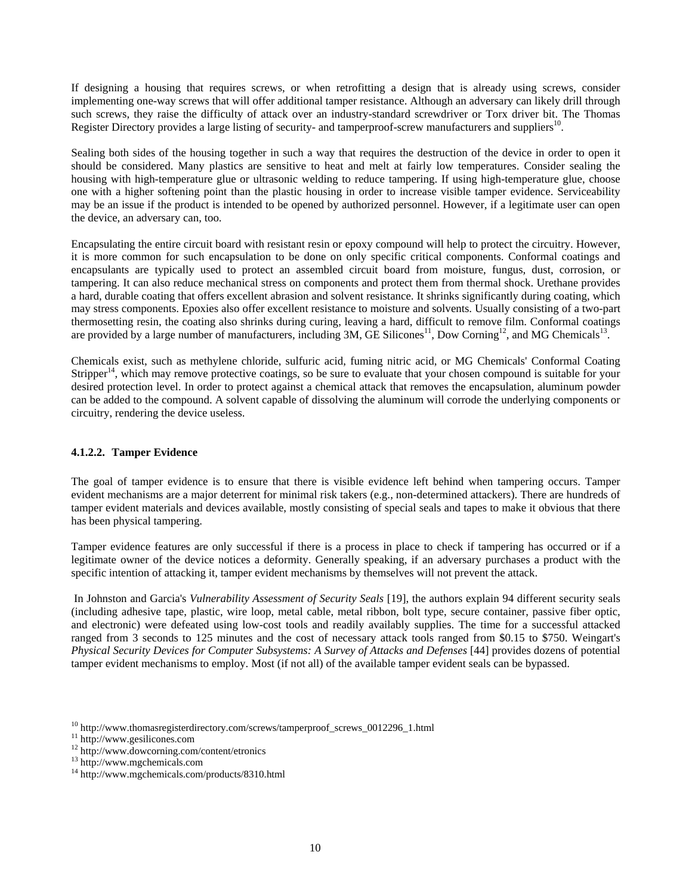If designing a housing that requires screws, or when retrofitting a design that is already using screws, consider implementing one-way screws that will offer additional tamper resistance. Although an adversary can likely drill through such screws, they raise the difficulty of attack over an industry-standard screwdriver or Torx driver bit. The Thomas Register Directory provides a large listing of security- and tamperproof-screw manufacturers and suppliers[10].

Sealing both sides of the housing together in such a way that requires the destruction of the device in order to open it should be considered. Many plastics are sensitive to heat and melt at fairly low temperatures. Consider sealing the housing with high-temperature glue or ultrasonic welding to reduce tampering. If using high-temperature glue, choose one with a higher softening point than the plastic housing in order to increase visible tamper evidence. Serviceability may be an issue if the product is intended to be opened by authorized personnel. However, if a legitimate user can open the device, an adversary can, too.

Encapsulating the entire circuit board with resistant resin or epoxy compound will help to protect the circuitry. However, it is more common for such encapsulation to be done on only specific critical components. Conformal coatings and encapsulants are typically used to protect an assembled circuit board from moisture, fungus, dust, corrosion, or tampering. It can also reduce mechanical stress on components and protect them from thermal shock. Urethane provides a hard, durable coating that offers excellent abrasion and solvent resistance. It shrinks significantly during coating, which may stress components. Epoxies also offer excellent resistance to moisture and solvents. Usually consisting of a two-part thermosetting resin, the coating also shrinks during curing, leaving a hard, difficult to remove film. Conformal coatings are provided by a large number of manufacturers, including 3M, GE Silicones[11], Dow Corning[12], and MG Chemicals[13].

Chemicals exist, such as methylene chloride, sulfuric acid, fuming nitric acid, or MG Chemicals' Conformal Coating Stripper[14], which may remove protective coatings, so be sure to evaluate that your chosen compound is suitable for your desired protection level. In order to protect against a chemical attack that removes the encapsulation, aluminum powder can be added to the compound. A solvent capable of dissolving the aluminum will corrode the underlying components or circuitry, rendering the device useless.

#### 4.1.2.2. Tamper Evidence

The goal of tamper evidence is to ensure that there is visible evidence left behind when tampering occurs. Tamper evident mechanisms are a major deterrent for minimal risk takers (e.g., non-determined attackers). There are hundreds of tamper evident materials and devices available, mostly consisting of special seals and tapes to make it obvious that there has been physical tampering.

Tamper evidence features are only successful if there is a process in place to check if tampering has occurred or if a legitimate owner of the device notices a deformity. Generally speaking, if an adversary purchases a product with the specific intention of attacking it, tamper evident mechanisms by themselves will not prevent the attack.

In Johnston and Garcia's *Vulnerability Assessment of Security Seals* [19], the authors explain 94 different security seals (including adhesive tape, plastic, wire loop, metal cable, metal ribbon, bolt type, secure container, passive fiber optic, and electronic) were defeated using low-cost tools and readily availably supplies. The time for a successful attacked ranged from 3 seconds to 125 minutes and the cost of necessary attack tools ranged from \$0.15 to \$750. Weingart's *Physical Security Devices for Computer Subsystems: A Survey of Attacks and Defenses* [44] provides dozens of potential tamper evident mechanisms to employ. Most (if not all) of the available tamper evident seals can be bypassed.

[10] http://www.thomasregisterdirectory.com/screws/tamperproof_screws_0012296_1.html
[11] http://www.gesilicones.com
[12] http://www.dowcorning.com/content/etronics
[13] http://www.mgchemicals.com
[14] http://www.mgchemicals.com/products/8310.html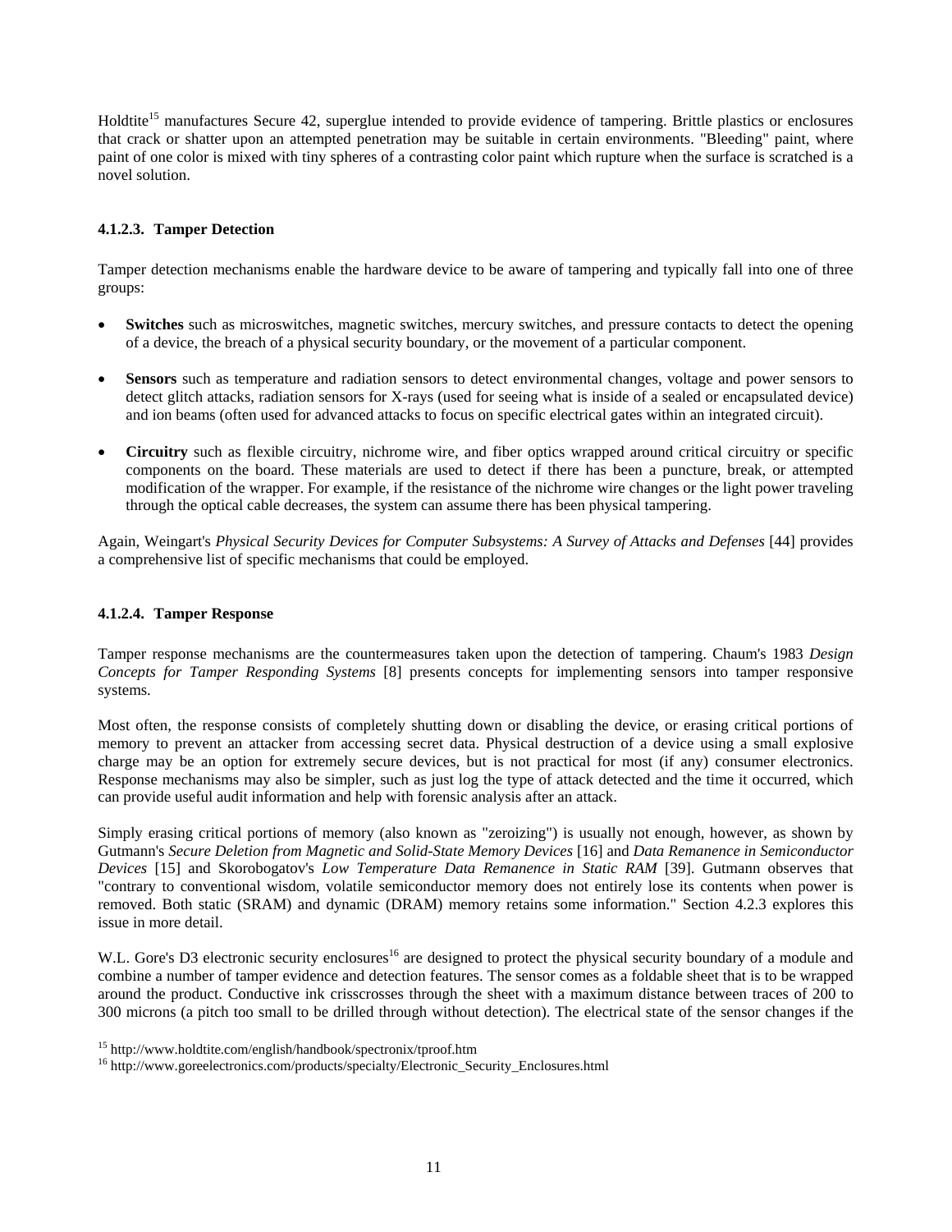Holdtite[15] manufactures Secure 42, superglue intended to provide evidence of tampering. Brittle plastics or enclosures that crack or shatter upon an attempted penetration may be suitable in certain environments. "Bleeding" paint, where paint of one color is mixed with tiny spheres of a contrasting color paint which rupture when the surface is scratched is a novel solution.

#### 4.1.2.3. Tamper Detection

Tamper detection mechanisms enable the hardware device to be aware of tampering and typically fall into one of three groups:

- **Switches** such as microswitches, magnetic switches, mercury switches, and pressure contacts to detect the opening of a device, the breach of a physical security boundary, or the movement of a particular component.

- **Sensors** such as temperature and radiation sensors to detect environmental changes, voltage and power sensors to detect glitch attacks, radiation sensors for X-rays (used for seeing what is inside of a sealed or encapsulated device) and ion beams (often used for advanced attacks to focus on specific electrical gates within an integrated circuit).

- **Circuitry** such as flexible circuitry, nichrome wire, and fiber optics wrapped around critical circuitry or specific components on the board. These materials are used to detect if there has been a puncture, break, or attempted modification of the wrapper. For example, if the resistance of the nichrome wire changes or the light power traveling through the optical cable decreases, the system can assume there has been physical tampering.

Again, Weingart's *Physical Security Devices for Computer Subsystems: A Survey of Attacks and Defenses* [44] provides a comprehensive list of specific mechanisms that could be employed.

#### 4.1.2.4. Tamper Response

Tamper response mechanisms are the countermeasures taken upon the detection of tampering. Chaum's 1983 *Design Concepts for Tamper Responding Systems* [8] presents concepts for implementing sensors into tamper responsive systems.

Most often, the response consists of completely shutting down or disabling the device, or erasing critical portions of memory to prevent an attacker from accessing secret data. Physical destruction of a device using a small explosive charge may be an option for extremely secure devices, but is not practical for most (if any) consumer electronics. Response mechanisms may also be simpler, such as just log the type of attack detected and the time it occurred, which can provide useful audit information and help with forensic analysis after an attack.

Simply erasing critical portions of memory (also known as "zeroizing") is usually not enough, however, as shown by Gutmann's *Secure Deletion from Magnetic and Solid-State Memory Devices* [16] and *Data Remanence in Semiconductor Devices* [15] and Skorobogatov's *Low Temperature Data Remanence in Static RAM* [39]. Gutmann observes that "contrary to conventional wisdom, volatile semiconductor memory does not entirely lose its contents when power is removed. Both static (SRAM) and dynamic (DRAM) memory retains some information." Section 4.2.3 explores this issue in more detail.

W.L. Gore's D3 electronic security enclosures[16] are designed to protect the physical security boundary of a module and combine a number of tamper evidence and detection features. The sensor comes as a foldable sheet that is to be wrapped around the product. Conductive ink crisscrosses through the sheet with a maximum distance between traces of 200 to 300 microns (a pitch too small to be drilled through without detection). The electrical state of the sensor changes if the

[15] http://www.holdtite.com/english/handbook/spectronix/tproof.htm
[16] http://www.goreelectronics.com/products/specialty/Electronic_Security_Enclosures.html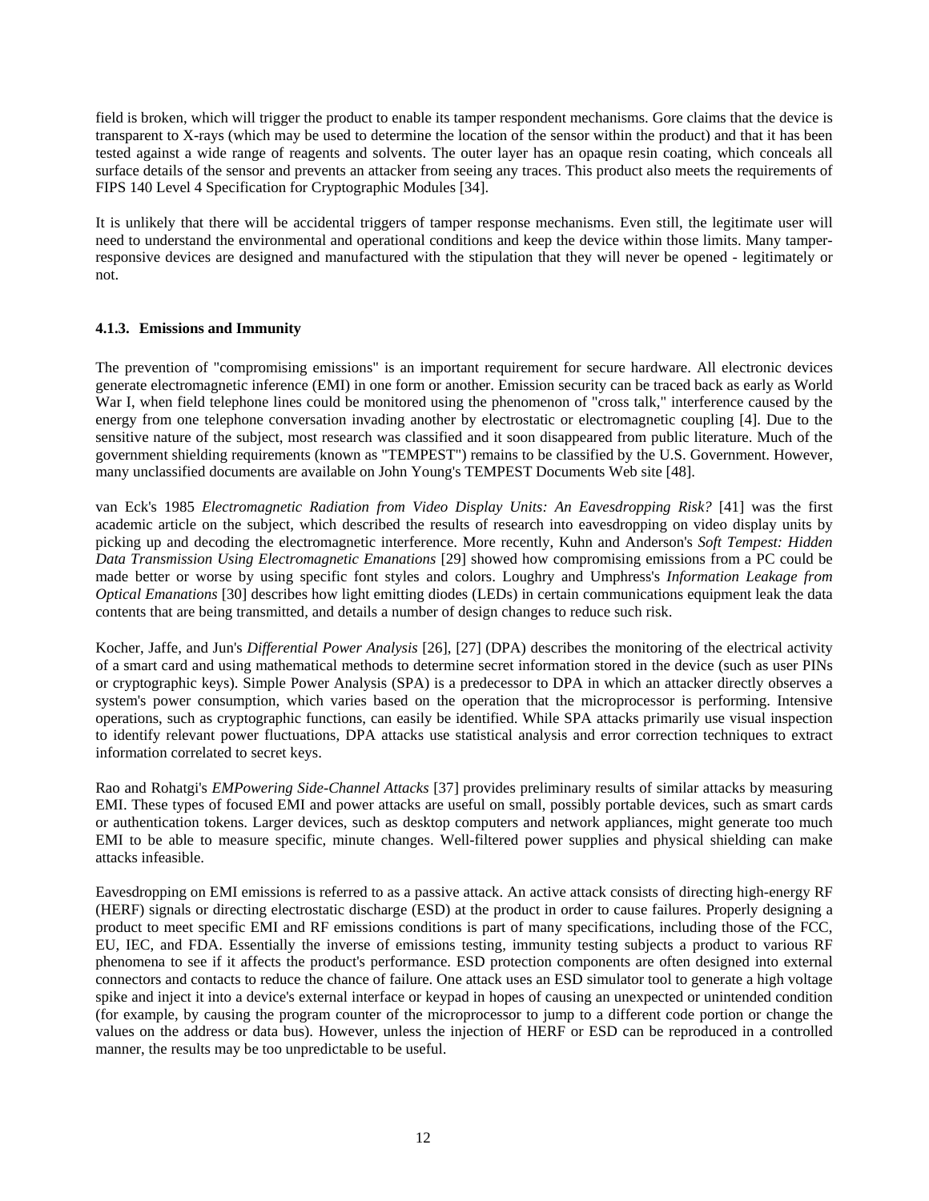field is broken, which will trigger the product to enable its tamper respondent mechanisms. Gore claims that the device is transparent to X-rays (which may be used to determine the location of the sensor within the product) and that it has been tested against a wide range of reagents and solvents. The outer layer has an opaque resin coating, which conceals all surface details of the sensor and prevents an attacker from seeing any traces. This product also meets the requirements of FIPS 140 Level 4 Specification for Cryptographic Modules [34].

It is unlikely that there will be accidental triggers of tamper response mechanisms. Even still, the legitimate user will need to understand the environmental and operational conditions and keep the device within those limits. Many tamper-responsive devices are designed and manufactured with the stipulation that they will never be opened - legitimately or not.

#### 4.1.3. Emissions and Immunity

The prevention of "compromising emissions" is an important requirement for secure hardware. All electronic devices generate electromagnetic inference (EMI) in one form or another. Emission security can be traced back as early as World War I, when field telephone lines could be monitored using the phenomenon of "cross talk," interference caused by the energy from one telephone conversation invading another by electrostatic or electromagnetic coupling [4]. Due to the sensitive nature of the subject, most research was classified and it soon disappeared from public literature. Much of the government shielding requirements (known as "TEMPEST") remains to be classified by the U.S. Government. However, many unclassified documents are available on John Young's TEMPEST Documents Web site [48].

van Eck's 1985 *Electromagnetic Radiation from Video Display Units: An Eavesdropping Risk?* [41] was the first academic article on the subject, which described the results of research into eavesdropping on video display units by picking up and decoding the electromagnetic interference. More recently, Kuhn and Anderson's *Soft Tempest: Hidden Data Transmission Using Electromagnetic Emanations* [29] showed how compromising emissions from a PC could be made better or worse by using specific font styles and colors. Loughry and Umphress's *Information Leakage from Optical Emanations* [30] describes how light emitting diodes (LEDs) in certain communications equipment leak the data contents that are being transmitted, and details a number of design changes to reduce such risk.

Kocher, Jaffe, and Jun's *Differential Power Analysis* [26], [27] (DPA) describes the monitoring of the electrical activity of a smart card and using mathematical methods to determine secret information stored in the device (such as user PINs or cryptographic keys). Simple Power Analysis (SPA) is a predecessor to DPA in which an attacker directly observes a system's power consumption, which varies based on the operation that the microprocessor is performing. Intensive operations, such as cryptographic functions, can easily be identified. While SPA attacks primarily use visual inspection to identify relevant power fluctuations, DPA attacks use statistical analysis and error correction techniques to extract information correlated to secret keys.

Rao and Rohatgi's *EMPowering Side-Channel Attacks* [37] provides preliminary results of similar attacks by measuring EMI. These types of focused EMI and power attacks are useful on small, possibly portable devices, such as smart cards or authentication tokens. Larger devices, such as desktop computers and network appliances, might generate too much EMI to be able to measure specific, minute changes. Well-filtered power supplies and physical shielding can make attacks infeasible.

Eavesdropping on EMI emissions is referred to as a passive attack. An active attack consists of directing high-energy RF (HERF) signals or directing electrostatic discharge (ESD) at the product in order to cause failures. Properly designing a product to meet specific EMI and RF emissions conditions is part of many specifications, including those of the FCC, EU, IEC, and FDA. Essentially the inverse of emissions testing, immunity testing subjects a product to various RF phenomena to see if it affects the product's performance. ESD protection components are often designed into external connectors and contacts to reduce the chance of failure. One attack uses an ESD simulator tool to generate a high voltage spike and inject it into a device's external interface or keypad in hopes of causing an unexpected or unintended condition (for example, by causing the program counter of the microprocessor to jump to a different code portion or change the values on the address or data bus). However, unless the injection of HERF or ESD can be reproduced in a controlled manner, the results may be too unpredictable to be useful.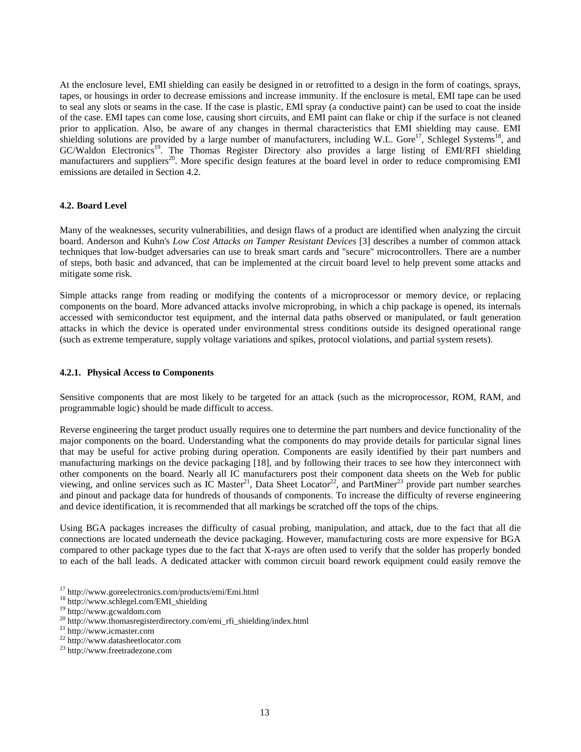At the enclosure level, EMI shielding can easily be designed in or retrofitted to a design in the form of coatings, sprays, tapes, or housings in order to decrease emissions and increase immunity. If the enclosure is metal, EMI tape can be used to seal any slots or seams in the case. If the case is plastic, EMI spray (a conductive paint) can be used to coat the inside of the case. EMI tapes can come lose, causing short circuits, and EMI paint can flake or chip if the surface is not cleaned prior to application. Also, be aware of any changes in thermal characteristics that EMI shielding may cause. EMI shielding solutions are provided by a large number of manufacturers, including W.L. Gore[17], Schlegel Systems[18], and GC/Waldon Electronics[19]. The Thomas Register Directory also provides a large listing of EMI/RFI shielding manufacturers and suppliers[20]. More specific design features at the board level in order to reduce compromising EMI emissions are detailed in Section 4.2.

### 4.2. Board Level

Many of the weaknesses, security vulnerabilities, and design flaws of a product are identified when analyzing the circuit board. Anderson and Kuhn's *Low Cost Attacks on Tamper Resistant Devices* [3] describes a number of common attack techniques that low-budget adversaries can use to break smart cards and "secure" microcontrollers. There are a number of steps, both basic and advanced, that can be implemented at the circuit board level to help prevent some attacks and mitigate some risk.

Simple attacks range from reading or modifying the contents of a microprocessor or memory device, or replacing components on the board. More advanced attacks involve microprobing, in which a chip package is opened, its internals accessed with semiconductor test equipment, and the internal data paths observed or manipulated, or fault generation attacks in which the device is operated under environmental stress conditions outside its designed operational range (such as extreme temperature, supply voltage variations and spikes, protocol violations, and partial system resets).

#### 4.2.1. Physical Access to Components

Sensitive components that are most likely to be targeted for an attack (such as the microprocessor, ROM, RAM, and programmable logic) should be made difficult to access.

Reverse engineering the target product usually requires one to determine the part numbers and device functionality of the major components on the board. Understanding what the components do may provide details for particular signal lines that may be useful for active probing during operation. Components are easily identified by their part numbers and manufacturing markings on the device packaging [18], and by following their traces to see how they interconnect with other components on the board. Nearly all IC manufacturers post their component data sheets on the Web for public viewing, and online services such as IC Master[21], Data Sheet Locator[22], and PartMiner[23] provide part number searches and pinout and package data for hundreds of thousands of components. To increase the difficulty of reverse engineering and device identification, it is recommended that all markings be scratched off the tops of the chips.

Using BGA packages increases the difficulty of casual probing, manipulation, and attack, due to the fact that all die connections are located underneath the device packaging. However, manufacturing costs are more expensive for BGA compared to other package types due to the fact that X-rays are often used to verify that the solder has properly bonded to each of the ball leads. A dedicated attacker with common circuit board rework equipment could easily remove the

[17] http://www.goreelectronics.com/products/emi/Emi.html
[18] http://www.schlegel.com/EMI_shielding
[19] http://www.gcwaldom.com
[20] http://www.thomasregisterdirectory.com/emi_rfi_shielding/index.html
[21] http://www.icmaster.com
[22] http://www.datasheetlocator.com
[23] http://www.freetradezone.com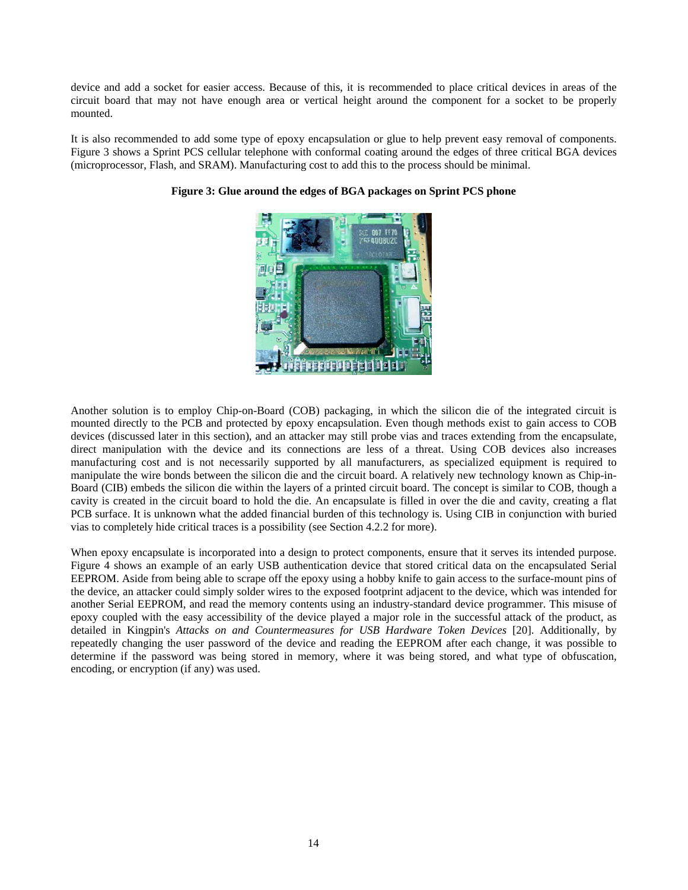device and add a socket for easier access. Because of this, it is recommended to place critical devices in areas of the circuit board that may not have enough area or vertical height around the component for a socket to be properly mounted.

It is also recommended to add some type of epoxy encapsulation or glue to help prevent easy removal of components. Figure 3 shows a Sprint PCS cellular telephone with conformal coating around the edges of three critical BGA devices (microprocessor, Flash, and SRAM). Manufacturing cost to add this to the process should be minimal.

**Figure 3: Glue around the edges of BGA packages on Sprint PCS phone**

Another solution is to employ Chip-on-Board (COB) packaging, in which the silicon die of the integrated circuit is mounted directly to the PCB and protected by epoxy encapsulation. Even though methods exist to gain access to COB devices (discussed later in this section), and an attacker may still probe vias and traces extending from the encapsulate, direct manipulation with the device and its connections are less of a threat. Using COB devices also increases manufacturing cost and is not necessarily supported by all manufacturers, as specialized equipment is required to manipulate the wire bonds between the silicon die and the circuit board. A relatively new technology known as Chip-in-Board (CIB) embeds the silicon die within the layers of a printed circuit board. The concept is similar to COB, though a cavity is created in the circuit board to hold the die. An encapsulate is filled in over the die and cavity, creating a flat PCB surface. It is unknown what the added financial burden of this technology is. Using CIB in conjunction with buried vias to completely hide critical traces is a possibility (see Section 4.2.2 for more).

When epoxy encapsulate is incorporated into a design to protect components, ensure that it serves its intended purpose. Figure 4 shows an example of an early USB authentication device that stored critical data on the encapsulated Serial EEPROM. Aside from being able to scrape off the epoxy using a hobby knife to gain access to the surface-mount pins of the device, an attacker could simply solder wires to the exposed footprint adjacent to the device, which was intended for another Serial EEPROM, and read the memory contents using an industry-standard device programmer. This misuse of epoxy coupled with the easy accessibility of the device played a major role in the successful attack of the product, as detailed in Kingpin's *Attacks on and Countermeasures for USB Hardware Token Devices* [20]. Additionally, by repeatedly changing the user password of the device and reading the EEPROM after each change, it was possible to determine if the password was being stored in memory, where it was being stored, and what type of obfuscation, encoding, or encryption (if any) was used.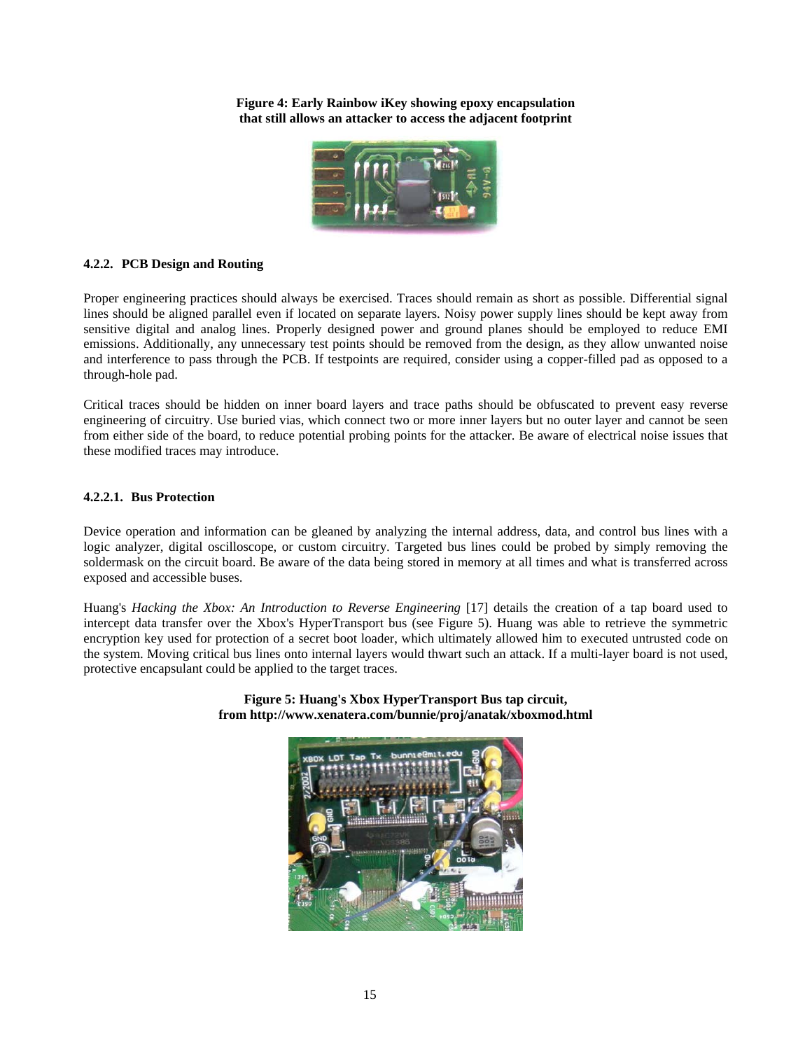**Figure 4: Early Rainbow iKey showing epoxy encapsulation that still allows an attacker to access the adjacent footprint**

#### 4.2.2. PCB Design and Routing

Proper engineering practices should always be exercised. Traces should remain as short as possible. Differential signal lines should be aligned parallel even if located on separate layers. Noisy power supply lines should be kept away from sensitive digital and analog lines. Properly designed power and ground planes should be employed to reduce EMI emissions. Additionally, any unnecessary test points should be removed from the design, as they allow unwanted noise and interference to pass through the PCB. If testpoints are required, consider using a copper-filled pad as opposed to a through-hole pad.

Critical traces should be hidden on inner board layers and trace paths should be obfuscated to prevent easy reverse engineering of circuitry. Use buried vias, which connect two or more inner layers but no outer layer and cannot be seen from either side of the board, to reduce potential probing points for the attacker. Be aware of electrical noise issues that these modified traces may introduce.

##### 4.2.2.1. Bus Protection

Device operation and information can be gleaned by analyzing the internal address, data, and control bus lines with a logic analyzer, digital oscilloscope, or custom circuitry. Targeted bus lines could be probed by simply removing the soldermask on the circuit board. Be aware of the data being stored in memory at all times and what is transferred across exposed and accessible buses.

Huang's *Hacking the Xbox: An Introduction to Reverse Engineering* [17] details the creation of a tap board used to intercept data transfer over the Xbox's HyperTransport bus (see Figure 5). Huang was able to retrieve the symmetric encryption key used for protection of a secret boot loader, which ultimately allowed him to executed untrusted code on the system. Moving critical bus lines onto internal layers would thwart such an attack. If a multi-layer board is not used, protective encapsulant could be applied to the target traces.

**Figure 5: Huang's Xbox HyperTransport Bus tap circuit, from http://www.xenatera.com/bunnie/proj/anatak/xboxmod.html**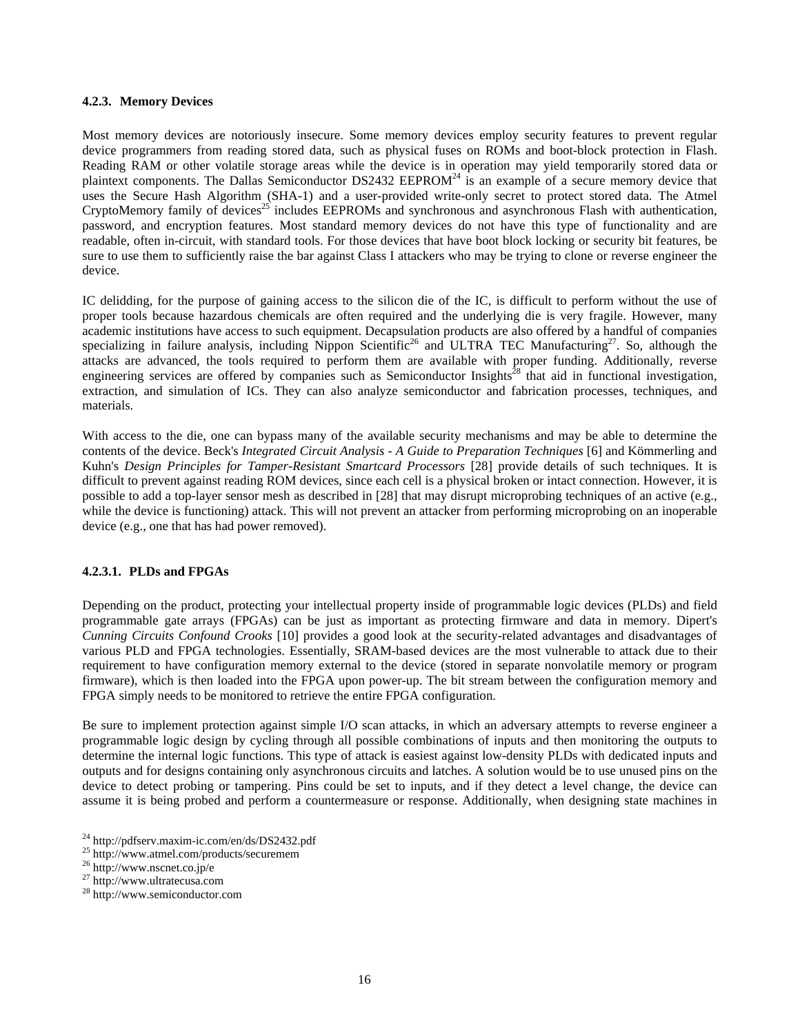#### 4.2.3. Memory Devices

Most memory devices are notoriously insecure. Some memory devices employ security features to prevent regular device programmers from reading stored data, such as physical fuses on ROMs and boot-block protection in Flash. Reading RAM or other volatile storage areas while the device is in operation may yield temporarily stored data or plaintext components. The Dallas Semiconductor DS2432 EEPROM[24] is an example of a secure memory device that uses the Secure Hash Algorithm (SHA-1) and a user-provided write-only secret to protect stored data. The Atmel CryptoMemory family of devices[25] includes EEPROMs and synchronous and asynchronous Flash with authentication, password, and encryption features. Most standard memory devices do not have this type of functionality and are readable, often in-circuit, with standard tools. For those devices that have boot block locking or security bit features, be sure to use them to sufficiently raise the bar against Class I attackers who may be trying to clone or reverse engineer the device.

IC delidding, for the purpose of gaining access to the silicon die of the IC, is difficult to perform without the use of proper tools because hazardous chemicals are often required and the underlying die is very fragile. However, many academic institutions have access to such equipment. Decapsulation products are also offered by a handful of companies specializing in failure analysis, including Nippon Scientific[26] and ULTRA TEC Manufacturing[27]. So, although the attacks are advanced, the tools required to perform them are available with proper funding. Additionally, reverse engineering services are offered by companies such as Semiconductor Insights[28] that aid in functional investigation, extraction, and simulation of ICs. They can also analyze semiconductor and fabrication processes, techniques, and materials.

With access to the die, one can bypass many of the available security mechanisms and may be able to determine the contents of the device. Beck's *Integrated Circuit Analysis - A Guide to Preparation Techniques* [6] and Kömmerling and Kuhn's *Design Principles for Tamper-Resistant Smartcard Processors* [28] provide details of such techniques. It is difficult to prevent against reading ROM devices, since each cell is a physical broken or intact connection. However, it is possible to add a top-layer sensor mesh as described in [28] that may disrupt microprobing techniques of an active (e.g., while the device is functioning) attack. This will not prevent an attacker from performing microprobing on an inoperable device (e.g., one that has had power removed).

##### 4.2.3.1. PLDs and FPGAs

Depending on the product, protecting your intellectual property inside of programmable logic devices (PLDs) and field programmable gate arrays (FPGAs) can be just as important as protecting firmware and data in memory. Dipert's *Cunning Circuits Confound Crooks* [10] provides a good look at the security-related advantages and disadvantages of various PLD and FPGA technologies. Essentially, SRAM-based devices are the most vulnerable to attack due to their requirement to have configuration memory external to the device (stored in separate nonvolatile memory or program firmware), which is then loaded into the FPGA upon power-up. The bit stream between the configuration memory and FPGA simply needs to be monitored to retrieve the entire FPGA configuration.

Be sure to implement protection against simple I/O scan attacks, in which an adversary attempts to reverse engineer a programmable logic design by cycling through all possible combinations of inputs and then monitoring the outputs to determine the internal logic functions. This type of attack is easiest against low-density PLDs with dedicated inputs and outputs and for designs containing only asynchronous circuits and latches. A solution would be to use unused pins on the device to detect probing or tampering. Pins could be set to inputs, and if they detect a level change, the device can assume it is being probed and perform a countermeasure or response. Additionally, when designing state machines in

[24] http://pdfserv.maxim-ic.com/en/ds/DS2432.pdf
[25] http://www.atmel.com/products/securemem
[26] http://www.nscnet.co.jp/e
[27] http://www.ultratecusa.com
[28] http://www.semiconductor.com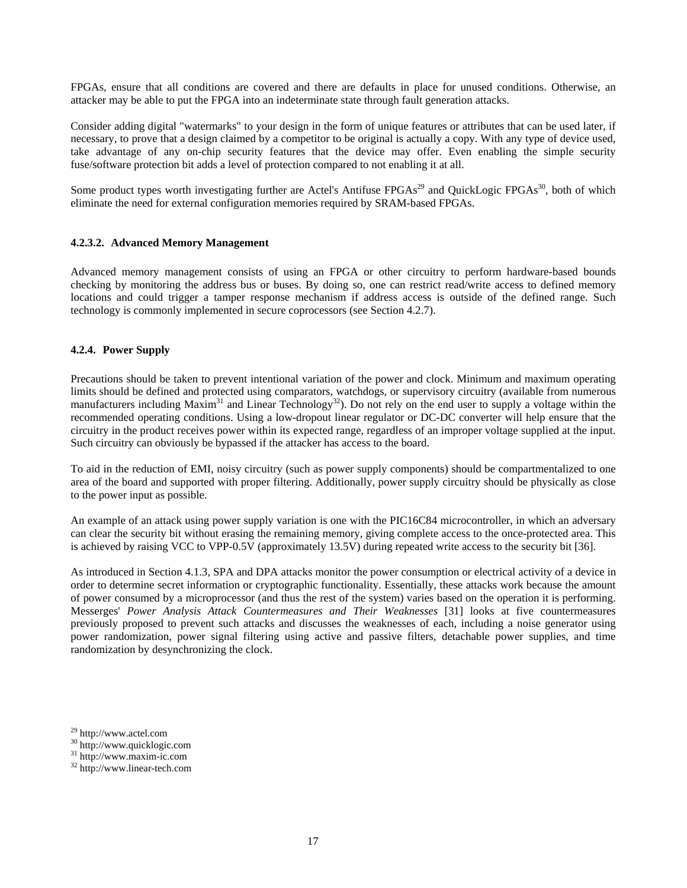FPGAs, ensure that all conditions are covered and there are defaults in place for unused conditions. Otherwise, an attacker may be able to put the FPGA into an indeterminate state through fault generation attacks.

Consider adding digital "watermarks" to your design in the form of unique features or attributes that can be used later, if necessary, to prove that a design claimed by a competitor to be original is actually a copy. With any type of device used, take advantage of any on-chip security features that the device may offer. Even enabling the simple security fuse/software protection bit adds a level of protection compared to not enabling it at all.

Some product types worth investigating further are Actel's Antifuse FPGAs[29] and QuickLogic FPGAs[30], both of which eliminate the need for external configuration memories required by SRAM-based FPGAs.

#### 4.2.3.2. Advanced Memory Management

Advanced memory management consists of using an FPGA or other circuitry to perform hardware-based bounds checking by monitoring the address bus or buses. By doing so, one can restrict read/write access to defined memory locations and could trigger a tamper response mechanism if address access is outside of the defined range. Such technology is commonly implemented in secure coprocessors (see Section 4.2.7).

### 4.2.4. Power Supply

Precautions should be taken to prevent intentional variation of the power and clock. Minimum and maximum operating limits should be defined and protected using comparators, watchdogs, or supervisory circuitry (available from numerous manufacturers including Maxim[31] and Linear Technology[32]). Do not rely on the end user to supply a voltage within the recommended operating conditions. Using a low-dropout linear regulator or DC-DC converter will help ensure that the circuitry in the product receives power within its expected range, regardless of an improper voltage supplied at the input. Such circuitry can obviously be bypassed if the attacker has access to the board.

To aid in the reduction of EMI, noisy circuitry (such as power supply components) should be compartmentalized to one area of the board and supported with proper filtering. Additionally, power supply circuitry should be physically as close to the power input as possible.

An example of an attack using power supply variation is one with the PIC16C84 microcontroller, in which an adversary can clear the security bit without erasing the remaining memory, giving complete access to the once-protected area. This is achieved by raising VCC to VPP-0.5V (approximately 13.5V) during repeated write access to the security bit [36].

As introduced in Section 4.1.3, SPA and DPA attacks monitor the power consumption or electrical activity of a device in order to determine secret information or cryptographic functionality. Essentially, these attacks work because the amount of power consumed by a microprocessor (and thus the rest of the system) varies based on the operation it is performing. Messerges' *Power Analysis Attack Countermeasures and Their Weaknesses* [31] looks at five countermeasures previously proposed to prevent such attacks and discusses the weaknesses of each, including a noise generator using power randomization, power signal filtering using active and passive filters, detachable power supplies, and time randomization by desynchronizing the clock.

[29] http://www.actel.com
[30] http://www.quicklogic.com
[31] http://www.maxim-ic.com
[32] http://www.linear-tech.com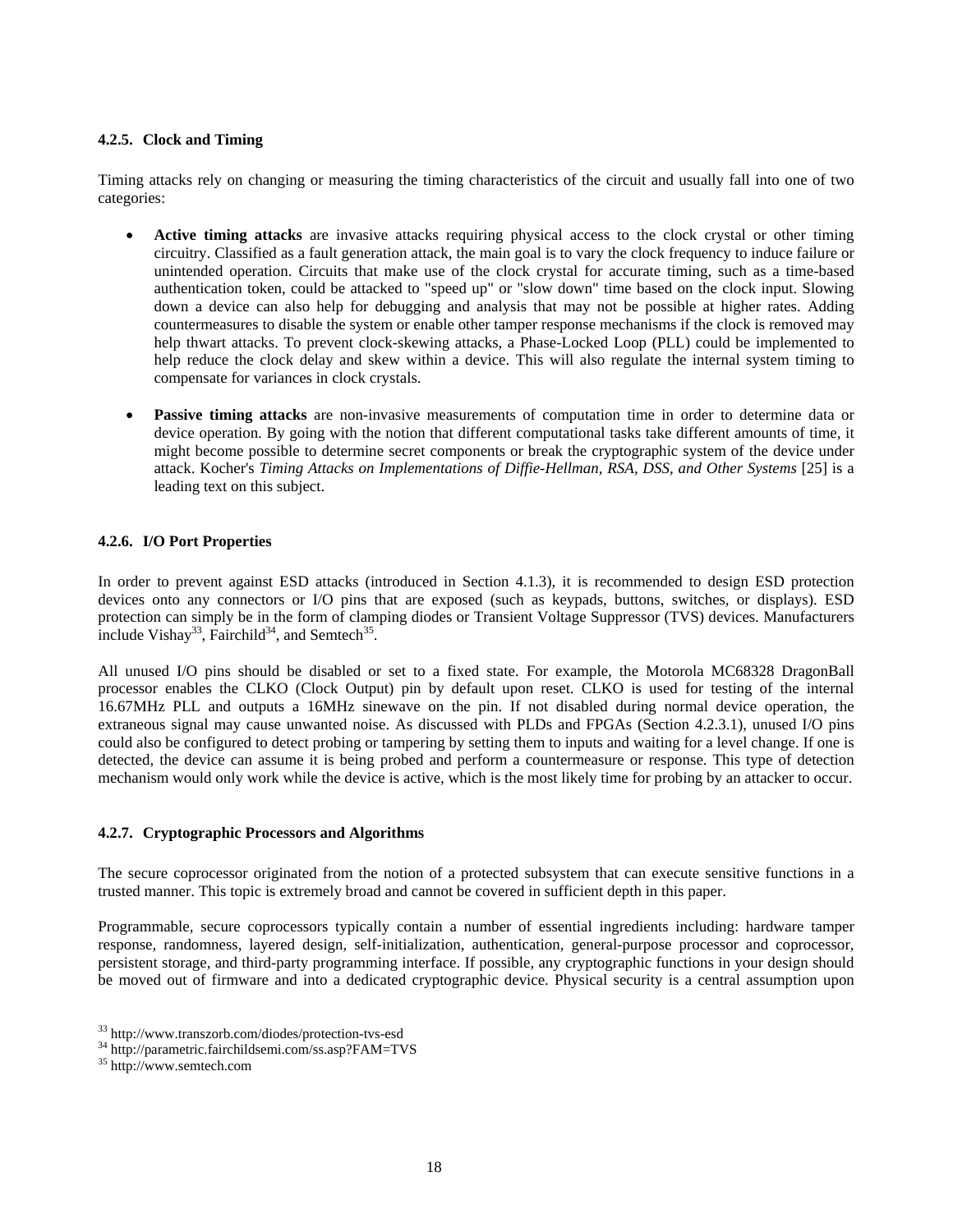#### 4.2.5. Clock and Timing

Timing attacks rely on changing or measuring the timing characteristics of the circuit and usually fall into one of two categories:

- **Active timing attacks** are invasive attacks requiring physical access to the clock crystal or other timing circuitry. Classified as a fault generation attack, the main goal is to vary the clock frequency to induce failure or unintended operation. Circuits that make use of the clock crystal for accurate timing, such as a time-based authentication token, could be attacked to "speed up" or "slow down" time based on the clock input. Slowing down a device can also help for debugging and analysis that may not be possible at higher rates. Adding countermeasures to disable the system or enable other tamper response mechanisms if the clock is removed may help thwart attacks. To prevent clock-skewing attacks, a Phase-Locked Loop (PLL) could be implemented to help reduce the clock delay and skew within a device. This will also regulate the internal system timing to compensate for variances in clock crystals.

- **Passive timing attacks** are non-invasive measurements of computation time in order to determine data or device operation. By going with the notion that different computational tasks take different amounts of time, it might become possible to determine secret components or break the cryptographic system of the device under attack. Kocher's *Timing Attacks on Implementations of Diffie-Hellman, RSA, DSS, and Other Systems* [25] is a leading text on this subject.

#### 4.2.6. I/O Port Properties

In order to prevent against ESD attacks (introduced in Section 4.1.3), it is recommended to design ESD protection devices onto any connectors or I/O pins that are exposed (such as keypads, buttons, switches, or displays). ESD protection can simply be in the form of clamping diodes or Transient Voltage Suppressor (TVS) devices. Manufacturers include Vishay[33], Fairchild[34], and Semtech[35].

All unused I/O pins should be disabled or set to a fixed state. For example, the Motorola MC68328 DragonBall processor enables the CLKO (Clock Output) pin by default upon reset. CLKO is used for testing of the internal 16.67MHz PLL and outputs a 16MHz sinewave on the pin. If not disabled during normal device operation, the extraneous signal may cause unwanted noise. As discussed with PLDs and FPGAs (Section 4.2.3.1), unused I/O pins could also be configured to detect probing or tampering by setting them to inputs and waiting for a level change. If one is detected, the device can assume it is being probed and perform a countermeasure or response. This type of detection mechanism would only work while the device is active, which is the most likely time for probing by an attacker to occur.

#### 4.2.7. Cryptographic Processors and Algorithms

The secure coprocessor originated from the notion of a protected subsystem that can execute sensitive functions in a trusted manner. This topic is extremely broad and cannot be covered in sufficient depth in this paper.

Programmable, secure coprocessors typically contain a number of essential ingredients including: hardware tamper response, randomness, layered design, self-initialization, authentication, general-purpose processor and coprocessor, persistent storage, and third-party programming interface. If possible, any cryptographic functions in your design should be moved out of firmware and into a dedicated cryptographic device. Physical security is a central assumption upon

[33] http://www.transzorb.com/diodes/protection-tvs-esd
[34] http://parametric.fairchildsemi.com/ss.asp?FAM=TVS
[35] http://www.semtech.com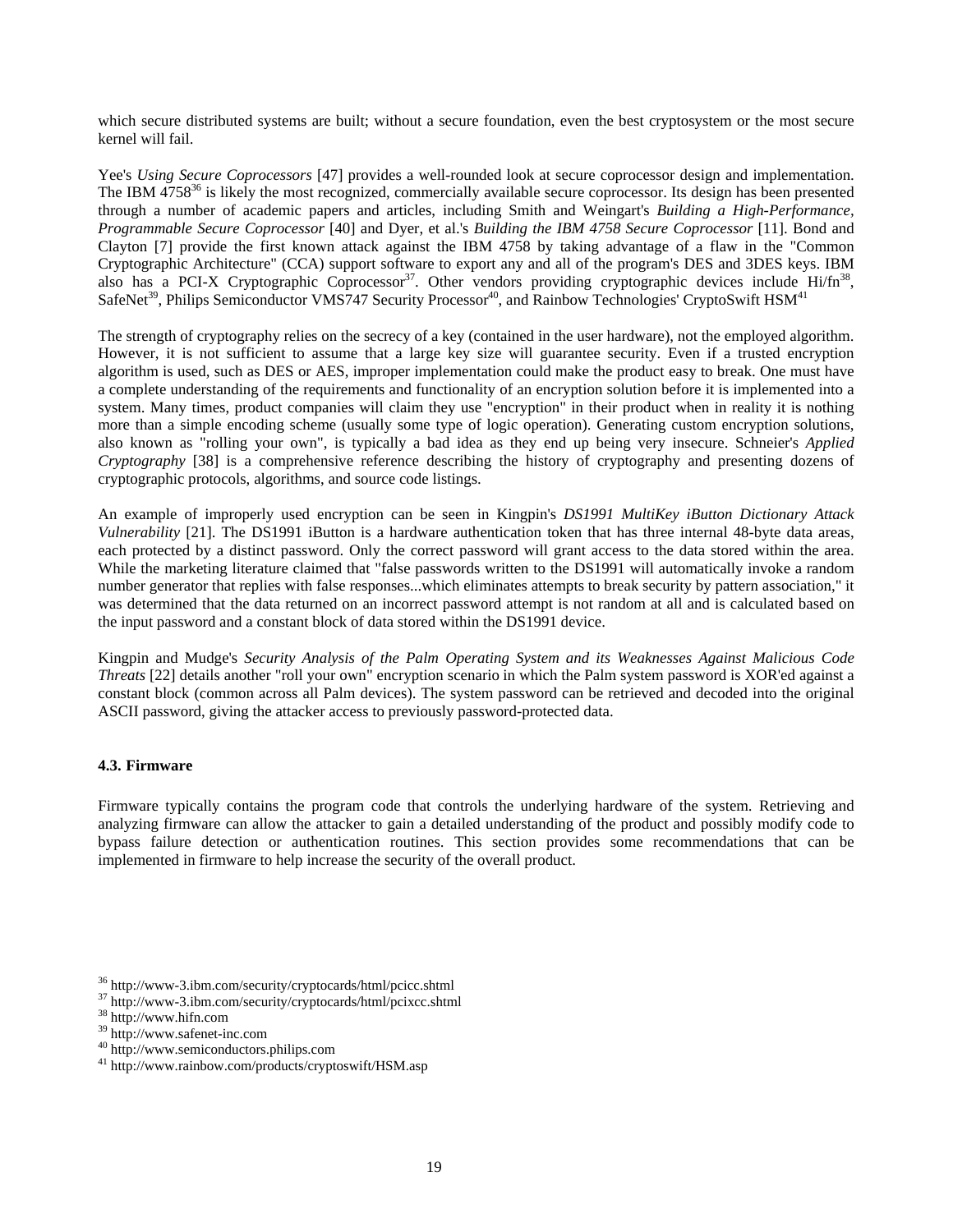which secure distributed systems are built; without a secure foundation, even the best cryptosystem or the most secure kernel will fail.

Yee's *Using Secure Coprocessors* [47] provides a well-rounded look at secure coprocessor design and implementation. The IBM 4758[36] is likely the most recognized, commercially available secure coprocessor. Its design has been presented through a number of academic papers and articles, including Smith and Weingart's *Building a High-Performance, Programmable Secure Coprocessor* [40] and Dyer, et al.'s *Building the IBM 4758 Secure Coprocessor* [11]. Bond and Clayton [7] provide the first known attack against the IBM 4758 by taking advantage of a flaw in the "Common Cryptographic Architecture" (CCA) support software to export any and all of the program's DES and 3DES keys. IBM also has a PCI-X Cryptographic Coprocessor[37]. Other vendors providing cryptographic devices include Hi/fn[38], SafeNet[39], Philips Semiconductor VMS747 Security Processor[40], and Rainbow Technologies' CryptoSwift HSM[41]

The strength of cryptography relies on the secrecy of a key (contained in the user hardware), not the employed algorithm. However, it is not sufficient to assume that a large key size will guarantee security. Even if a trusted encryption algorithm is used, such as DES or AES, improper implementation could make the product easy to break. One must have a complete understanding of the requirements and functionality of an encryption solution before it is implemented into a system. Many times, product companies will claim they use "encryption" in their product when in reality it is nothing more than a simple encoding scheme (usually some type of logic operation). Generating custom encryption solutions, also known as "rolling your own", is typically a bad idea as they end up being very insecure. Schneier's *Applied Cryptography* [38] is a comprehensive reference describing the history of cryptography and presenting dozens of cryptographic protocols, algorithms, and source code listings.

An example of improperly used encryption can be seen in Kingpin's *DS1991 MultiKey iButton Dictionary Attack Vulnerability* [21]. The DS1991 iButton is a hardware authentication token that has three internal 48-byte data areas, each protected by a distinct password. Only the correct password will grant access to the data stored within the area. While the marketing literature claimed that "false passwords written to the DS1991 will automatically invoke a random number generator that replies with false responses...which eliminates attempts to break security by pattern association," it was determined that the data returned on an incorrect password attempt is not random at all and is calculated based on the input password and a constant block of data stored within the DS1991 device.

Kingpin and Mudge's *Security Analysis of the Palm Operating System and its Weaknesses Against Malicious Code Threats* [22] details another "roll your own" encryption scenario in which the Palm system password is XOR'ed against a constant block (common across all Palm devices). The system password can be retrieved and decoded into the original ASCII password, giving the attacker access to previously password-protected data.

### 4.3. Firmware

Firmware typically contains the program code that controls the underlying hardware of the system. Retrieving and analyzing firmware can allow the attacker to gain a detailed understanding of the product and possibly modify code to bypass failure detection or authentication routines. This section provides some recommendations that can be implemented in firmware to help increase the security of the overall product.

[36] http://www-3.ibm.com/security/cryptocards/html/pcicc.shtml
[37] http://www-3.ibm.com/security/cryptocards/html/pcixcc.shtml
[38] http://www.hifn.com
[39] http://www.safenet-inc.com
[40] http://www.semiconductors.philips.com
[41] http://www.rainbow.com/products/cryptoswift/HSM.asp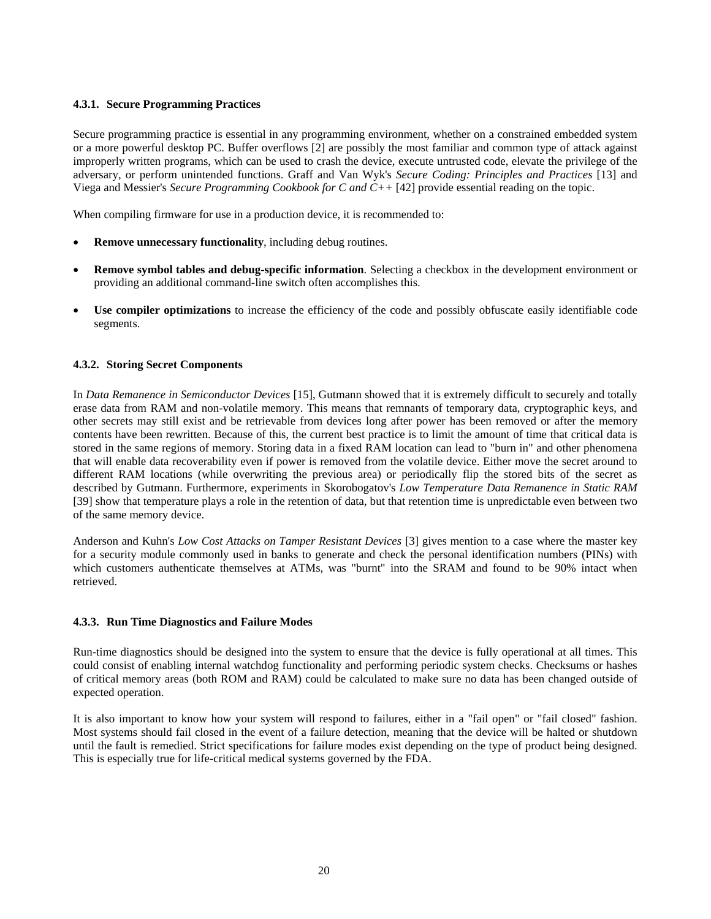#### 4.3.1. Secure Programming Practices

Secure programming practice is essential in any programming environment, whether on a constrained embedded system or a more powerful desktop PC. Buffer overflows [2] are possibly the most familiar and common type of attack against improperly written programs, which can be used to crash the device, execute untrusted code, elevate the privilege of the adversary, or perform unintended functions. Graff and Van Wyk's *Secure Coding: Principles and Practices* [13] and Viega and Messier's *Secure Programming Cookbook for C and C++* [42] provide essential reading on the topic.

When compiling firmware for use in a production device, it is recommended to:

- **Remove unnecessary functionality**, including debug routines.
- **Remove symbol tables and debug-specific information**. Selecting a checkbox in the development environment or providing an additional command-line switch often accomplishes this.
- **Use compiler optimizations** to increase the efficiency of the code and possibly obfuscate easily identifiable code segments.

#### 4.3.2. Storing Secret Components

In *Data Remanence in Semiconductor Devices* [15], Gutmann showed that it is extremely difficult to securely and totally erase data from RAM and non-volatile memory. This means that remnants of temporary data, cryptographic keys, and other secrets may still exist and be retrievable from devices long after power has been removed or after the memory contents have been rewritten. Because of this, the current best practice is to limit the amount of time that critical data is stored in the same regions of memory. Storing data in a fixed RAM location can lead to "burn in" and other phenomena that will enable data recoverability even if power is removed from the volatile device. Either move the secret around to different RAM locations (while overwriting the previous area) or periodically flip the stored bits of the secret as described by Gutmann. Furthermore, experiments in Skorobogatov's *Low Temperature Data Remanence in Static RAM* [39] show that temperature plays a role in the retention of data, but that retention time is unpredictable even between two of the same memory device.

Anderson and Kuhn's *Low Cost Attacks on Tamper Resistant Devices* [3] gives mention to a case where the master key for a security module commonly used in banks to generate and check the personal identification numbers (PINs) with which customers authenticate themselves at ATMs, was "burnt" into the SRAM and found to be 90% intact when retrieved.

#### 4.3.3. Run Time Diagnostics and Failure Modes

Run-time diagnostics should be designed into the system to ensure that the device is fully operational at all times. This could consist of enabling internal watchdog functionality and performing periodic system checks. Checksums or hashes of critical memory areas (both ROM and RAM) could be calculated to make sure no data has been changed outside of expected operation.

It is also important to know how your system will respond to failures, either in a "fail open" or "fail closed" fashion. Most systems should fail closed in the event of a failure detection, meaning that the device will be halted or shutdown until the fault is remedied. Strict specifications for failure modes exist depending on the type of product being designed. This is especially true for life-critical medical systems governed by the FDA.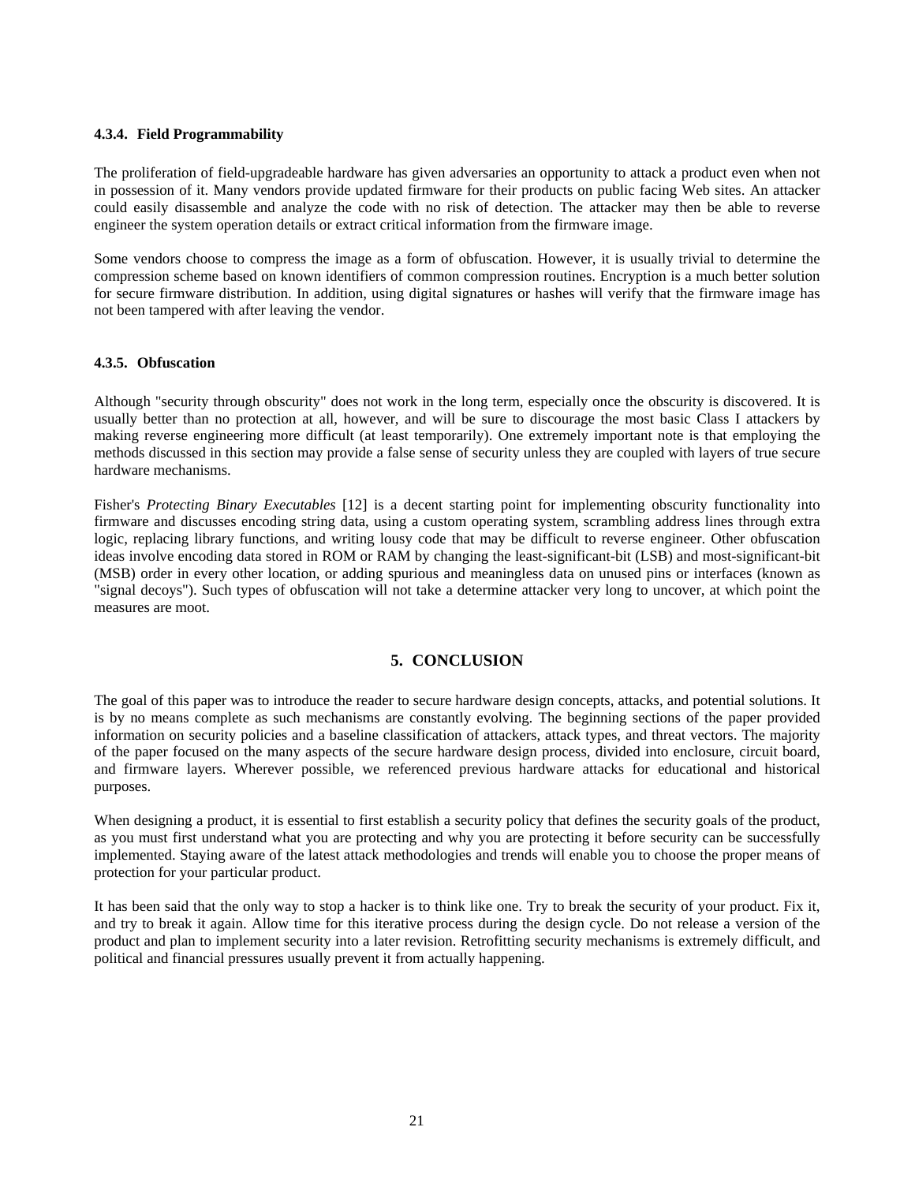#### 4.3.4. Field Programmability

The proliferation of field-upgradeable hardware has given adversaries an opportunity to attack a product even when not in possession of it. Many vendors provide updated firmware for their products on public facing Web sites. An attacker could easily disassemble and analyze the code with no risk of detection. The attacker may then be able to reverse engineer the system operation details or extract critical information from the firmware image.

Some vendors choose to compress the image as a form of obfuscation. However, it is usually trivial to determine the compression scheme based on known identifiers of common compression routines. Encryption is a much better solution for secure firmware distribution. In addition, using digital signatures or hashes will verify that the firmware image has not been tampered with after leaving the vendor.

#### 4.3.5. Obfuscation

Although "security through obscurity" does not work in the long term, especially once the obscurity is discovered. It is usually better than no protection at all, however, and will be sure to discourage the most basic Class I attackers by making reverse engineering more difficult (at least temporarily). One extremely important note is that employing the methods discussed in this section may provide a false sense of security unless they are coupled with layers of true secure hardware mechanisms.

Fisher's *Protecting Binary Executables* [12] is a decent starting point for implementing obscurity functionality into firmware and discusses encoding string data, using a custom operating system, scrambling address lines through extra logic, replacing library functions, and writing lousy code that may be difficult to reverse engineer. Other obfuscation ideas involve encoding data stored in ROM or RAM by changing the least-significant-bit (LSB) and most-significant-bit (MSB) order in every other location, or adding spurious and meaningless data on unused pins or interfaces (known as "signal decoys"). Such types of obfuscation will not take a determine attacker very long to uncover, at which point the measures are moot.

## 5. CONCLUSION

The goal of this paper was to introduce the reader to secure hardware design concepts, attacks, and potential solutions. It is by no means complete as such mechanisms are constantly evolving. The beginning sections of the paper provided information on security policies and a baseline classification of attackers, attack types, and threat vectors. The majority of the paper focused on the many aspects of the secure hardware design process, divided into enclosure, circuit board, and firmware layers. Wherever possible, we referenced previous hardware attacks for educational and historical purposes.

When designing a product, it is essential to first establish a security policy that defines the security goals of the product, as you must first understand what you are protecting and why you are protecting it before security can be successfully implemented. Staying aware of the latest attack methodologies and trends will enable you to choose the proper means of protection for your particular product.

It has been said that the only way to stop a hacker is to think like one. Try to break the security of your product. Fix it, and try to break it again. Allow time for this iterative process during the design cycle. Do not release a version of the product and plan to implement security into a later revision. Retrofitting security mechanisms is extremely difficult, and political and financial pressures usually prevent it from actually happening.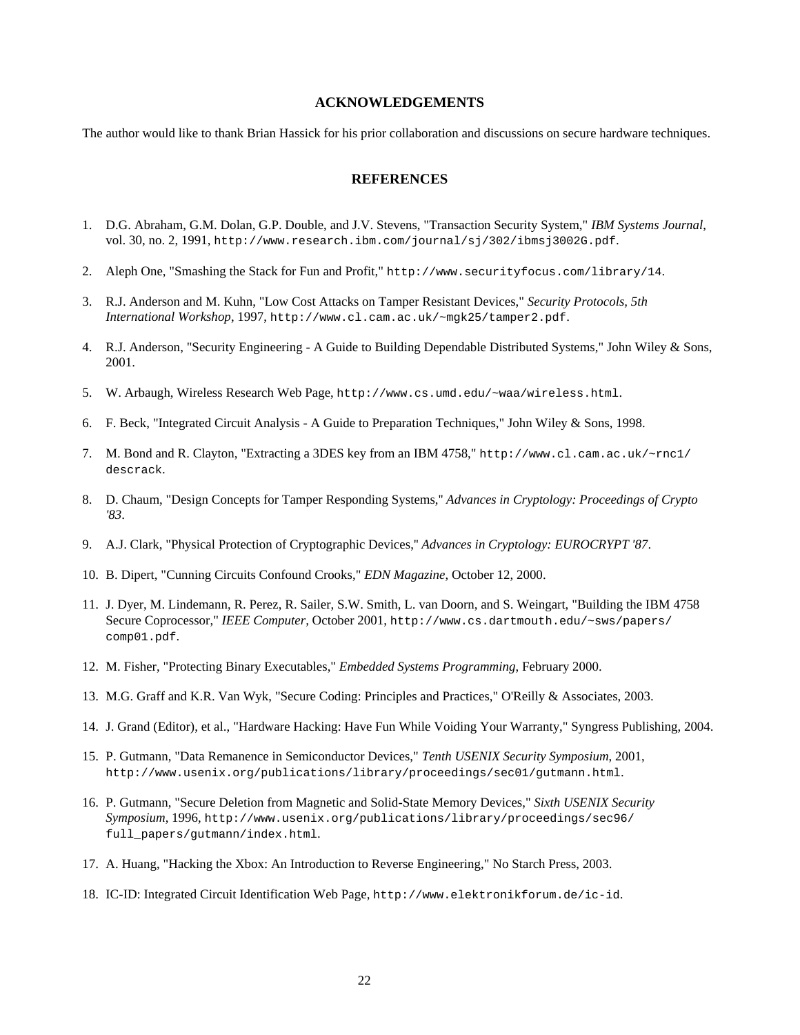## ACKNOWLEDGEMENTS

The author would like to thank Brian Hassick for his prior collaboration and discussions on secure hardware techniques.

## REFERENCES

1. D.G. Abraham, G.M. Dolan, G.P. Double, and J.V. Stevens, "Transaction Security System," *IBM Systems Journal*, vol. 30, no. 2, 1991, `http://www.research.ibm.com/journal/sj/302/ibmsj3002G.pdf`.
2. Aleph One, "Smashing the Stack for Fun and Profit," `http://www.securityfocus.com/library/14`.
3. R.J. Anderson and M. Kuhn, "Low Cost Attacks on Tamper Resistant Devices," *Security Protocols, 5th International Workshop*, 1997, `http://www.cl.cam.ac.uk/~mgk25/tamper2.pdf`.
4. R.J. Anderson, "Security Engineering - A Guide to Building Dependable Distributed Systems," John Wiley & Sons, 2001.
5. W. Arbaugh, Wireless Research Web Page, `http://www.cs.umd.edu/~waa/wireless.html`.
6. F. Beck, "Integrated Circuit Analysis - A Guide to Preparation Techniques," John Wiley & Sons, 1998.
7. M. Bond and R. Clayton, "Extracting a 3DES key from an IBM 4758," `http://www.cl.cam.ac.uk/~rnc1/descrack`.
8. D. Chaum, "Design Concepts for Tamper Responding Systems," *Advances in Cryptology: Proceedings of Crypto '83*.
9. A.J. Clark, "Physical Protection of Cryptographic Devices," *Advances in Cryptology: EUROCRYPT '87*.
10. B. Dipert, "Cunning Circuits Confound Crooks," *EDN Magazine*, October 12, 2000.
11. J. Dyer, M. Lindemann, R. Perez, R. Sailer, S.W. Smith, L. van Doorn, and S. Weingart, "Building the IBM 4758 Secure Coprocessor," *IEEE Computer*, October 2001, `http://www.cs.dartmouth.edu/~sws/papers/comp01.pdf`.
12. M. Fisher, "Protecting Binary Executables," *Embedded Systems Programming*, February 2000.
13. M.G. Graff and K.R. Van Wyk, "Secure Coding: Principles and Practices," O'Reilly & Associates, 2003.
14. J. Grand (Editor), et al., "Hardware Hacking: Have Fun While Voiding Your Warranty," Syngress Publishing, 2004.
15. P. Gutmann, "Data Remanence in Semiconductor Devices," *Tenth USENIX Security Symposium*, 2001, `http://www.usenix.org/publications/library/proceedings/sec01/gutmann.html`.
16. P. Gutmann, "Secure Deletion from Magnetic and Solid-State Memory Devices," *Sixth USENIX Security Symposium*, 1996, `http://www.usenix.org/publications/library/proceedings/sec96/full_papers/gutmann/index.html`.
17. A. Huang, "Hacking the Xbox: An Introduction to Reverse Engineering," No Starch Press, 2003.
18. IC-ID: Integrated Circuit Identification Web Page, `http://www.elektronikforum.de/ic-id`.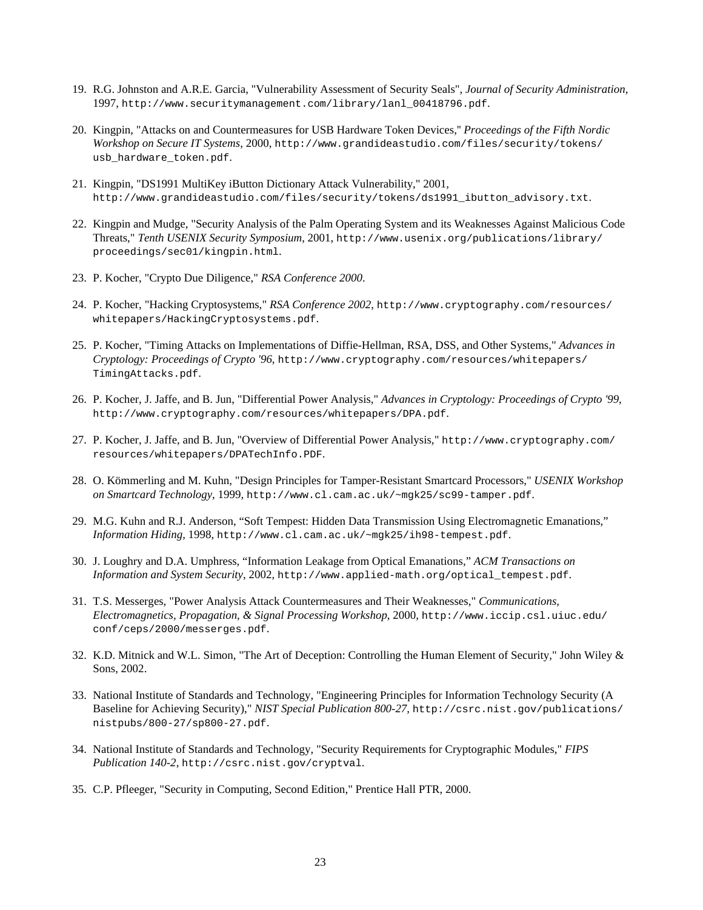19. R.G. Johnston and A.R.E. Garcia, "Vulnerability Assessment of Security Seals", *Journal of Security Administration*, 1997, `http://www.securitymanagement.com/library/lanl_00418796.pdf`.

20. Kingpin, "Attacks on and Countermeasures for USB Hardware Token Devices," *Proceedings of the Fifth Nordic Workshop on Secure IT Systems*, 2000, `http://www.grandideastudio.com/files/security/tokens/usb_hardware_token.pdf`.

21. Kingpin, "DS1991 MultiKey iButton Dictionary Attack Vulnerability," 2001, `http://www.grandideastudio.com/files/security/tokens/ds1991_ibutton_advisory.txt`.

22. Kingpin and Mudge, "Security Analysis of the Palm Operating System and its Weaknesses Against Malicious Code Threats," *Tenth USENIX Security Symposium*, 2001, `http://www.usenix.org/publications/library/proceedings/sec01/kingpin.html`.

23. P. Kocher, "Crypto Due Diligence," *RSA Conference 2000*.

24. P. Kocher, "Hacking Cryptosystems," *RSA Conference 2002*, `http://www.cryptography.com/resources/whitepapers/HackingCryptosystems.pdf`.

25. P. Kocher, "Timing Attacks on Implementations of Diffie-Hellman, RSA, DSS, and Other Systems," *Advances in Cryptology: Proceedings of Crypto '96*, `http://www.cryptography.com/resources/whitepapers/TimingAttacks.pdf`.

26. P. Kocher, J. Jaffe, and B. Jun, "Differential Power Analysis," *Advances in Cryptology: Proceedings of Crypto '99*, `http://www.cryptography.com/resources/whitepapers/DPA.pdf`.

27. P. Kocher, J. Jaffe, and B. Jun, "Overview of Differential Power Analysis," `http://www.cryptography.com/resources/whitepapers/DPATechInfo.PDF`.

28. O. Kömmerling and M. Kuhn, "Design Principles for Tamper-Resistant Smartcard Processors," *USENIX Workshop on Smartcard Technology*, 1999, `http://www.cl.cam.ac.uk/~mgk25/sc99-tamper.pdf`.

29. M.G. Kuhn and R.J. Anderson, "Soft Tempest: Hidden Data Transmission Using Electromagnetic Emanations," *Information Hiding*, 1998, `http://www.cl.cam.ac.uk/~mgk25/ih98-tempest.pdf`.

30. J. Loughry and D.A. Umphress, "Information Leakage from Optical Emanations," *ACM Transactions on Information and System Security*, 2002, `http://www.applied-math.org/optical_tempest.pdf`.

31. T.S. Messerges, "Power Analysis Attack Countermeasures and Their Weaknesses," *Communications, Electromagnetics, Propagation, & Signal Processing Workshop*, 2000, `http://www.iccip.csl.uiuc.edu/conf/ceps/2000/messerges.pdf`.

32. K.D. Mitnick and W.L. Simon, "The Art of Deception: Controlling the Human Element of Security," John Wiley & Sons, 2002.

33. National Institute of Standards and Technology, "Engineering Principles for Information Technology Security (A Baseline for Achieving Security)," *NIST Special Publication 800-27*, `http://csrc.nist.gov/publications/nistpubs/800-27/sp800-27.pdf`.

34. National Institute of Standards and Technology, "Security Requirements for Cryptographic Modules," *FIPS Publication 140-2*, `http://csrc.nist.gov/cryptval`.

35. C.P. Pfleeger, "Security in Computing, Second Edition," Prentice Hall PTR, 2000.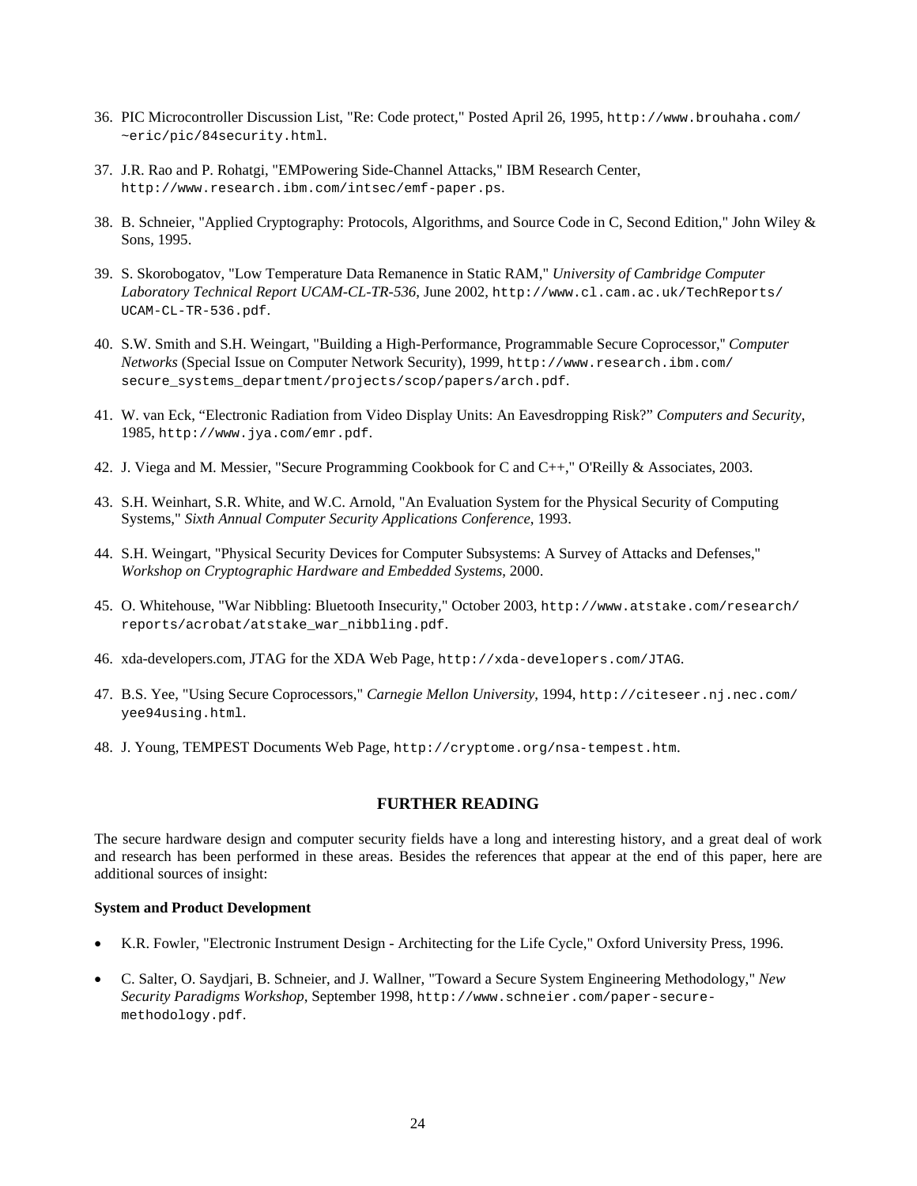36. PIC Microcontroller Discussion List, "Re: Code protect," Posted April 26, 1995, `http://www.brouhaha.com/~eric/pic/84security.html`.

37. J.R. Rao and P. Rohatgi, "EMPowering Side-Channel Attacks," IBM Research Center, `http://www.research.ibm.com/intsec/emf-paper.ps`.

38. B. Schneier, "Applied Cryptography: Protocols, Algorithms, and Source Code in C, Second Edition," John Wiley & Sons, 1995.

39. S. Skorobogatov, "Low Temperature Data Remanence in Static RAM," *University of Cambridge Computer Laboratory Technical Report UCAM-CL-TR-536*, June 2002, `http://www.cl.cam.ac.uk/TechReports/UCAM-CL-TR-536.pdf`.

40. S.W. Smith and S.H. Weingart, "Building a High-Performance, Programmable Secure Coprocessor," *Computer Networks* (Special Issue on Computer Network Security), 1999, `http://www.research.ibm.com/secure_systems_department/projects/scop/papers/arch.pdf`.

41. W. van Eck, "Electronic Radiation from Video Display Units: An Eavesdropping Risk?" *Computers and Security*, 1985, `http://www.jya.com/emr.pdf`.

42. J. Viega and M. Messier, "Secure Programming Cookbook for C and C++," O'Reilly & Associates, 2003.

43. S.H. Weinhart, S.R. White, and W.C. Arnold, "An Evaluation System for the Physical Security of Computing Systems," *Sixth Annual Computer Security Applications Conference*, 1993.

44. S.H. Weingart, "Physical Security Devices for Computer Subsystems: A Survey of Attacks and Defenses," *Workshop on Cryptographic Hardware and Embedded Systems*, 2000.

45. O. Whitehouse, "War Nibbling: Bluetooth Insecurity," October 2003, `http://www.atstake.com/research/reports/acrobat/atstake_war_nibbling.pdf`.

46. xda-developers.com, JTAG for the XDA Web Page, `http://xda-developers.com/JTAG`.

47. B.S. Yee, "Using Secure Coprocessors," *Carnegie Mellon University*, 1994, `http://citeseer.nj.nec.com/yee94using.html`.

48. J. Young, TEMPEST Documents Web Page, `http://cryptome.org/nsa-tempest.htm`.

## FURTHER READING

The secure hardware design and computer security fields have a long and interesting history, and a great deal of work and research has been performed in these areas. Besides the references that appear at the end of this paper, here are additional sources of insight:

**System and Product Development**

- K.R. Fowler, "Electronic Instrument Design - Architecting for the Life Cycle," Oxford University Press, 1996.
- C. Salter, O. Saydjari, B. Schneier, and J. Wallner, "Toward a Secure System Engineering Methodology," *New Security Paradigms Workshop*, September 1998, `http://www.schneier.com/paper-secure-methodology.pdf`.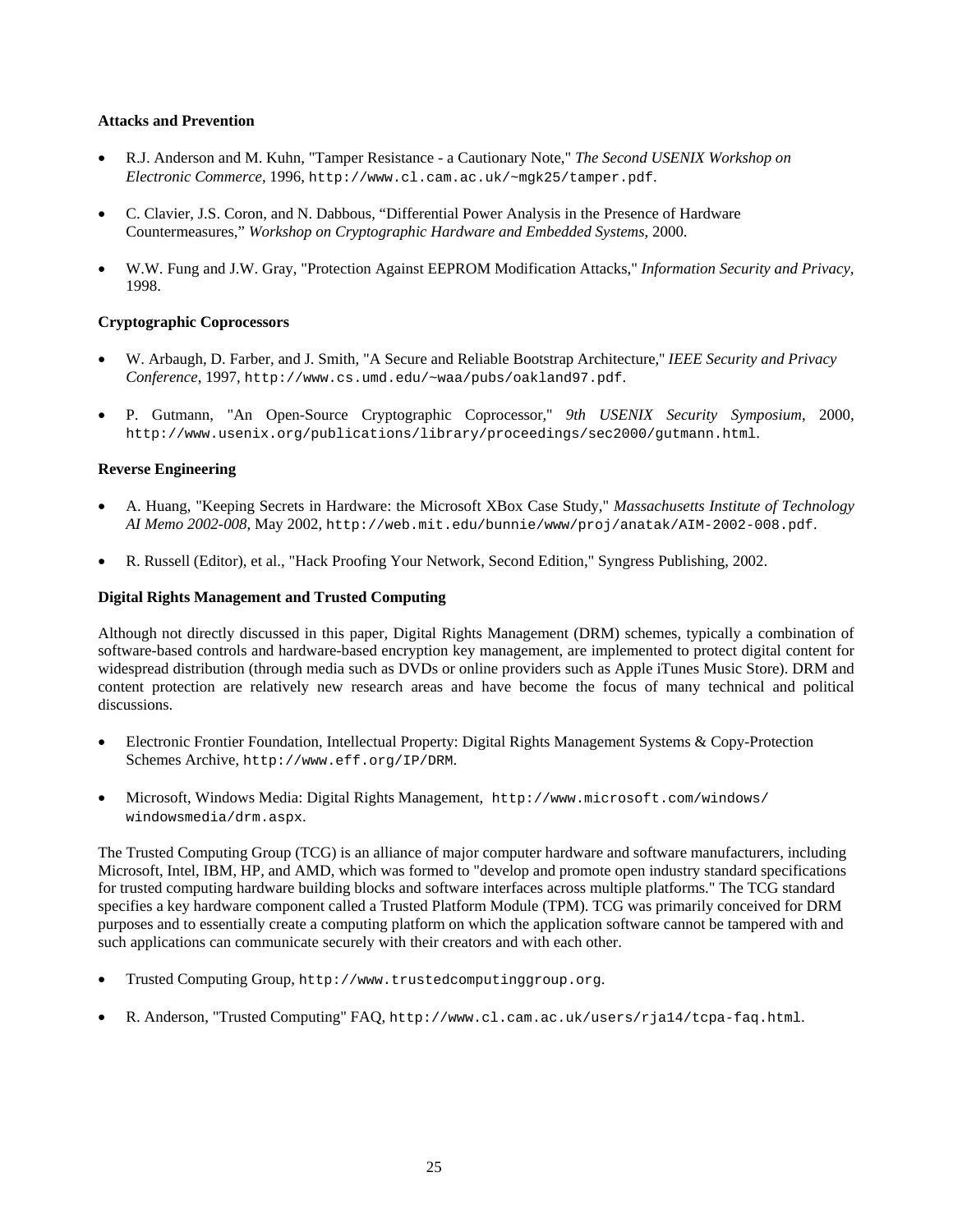**Attacks and Prevention**

- R.J. Anderson and M. Kuhn, "Tamper Resistance - a Cautionary Note," *The Second USENIX Workshop on Electronic Commerce*, 1996, `http://www.cl.cam.ac.uk/~mgk25/tamper.pdf`.

- C. Clavier, J.S. Coron, and N. Dabbous, "Differential Power Analysis in the Presence of Hardware Countermeasures," *Workshop on Cryptographic Hardware and Embedded Systems*, 2000.

- W.W. Fung and J.W. Gray, "Protection Against EEPROM Modification Attacks," *Information Security and Privacy*, 1998.

**Cryptographic Coprocessors**

- W. Arbaugh, D. Farber, and J. Smith, "A Secure and Reliable Bootstrap Architecture," *IEEE Security and Privacy Conference*, 1997, `http://www.cs.umd.edu/~waa/pubs/oakland97.pdf`.

- P. Gutmann, "An Open-Source Cryptographic Coprocessor," *9th USENIX Security Symposium*, 2000, `http://www.usenix.org/publications/library/proceedings/sec2000/gutmann.html`.

**Reverse Engineering**

- A. Huang, "Keeping Secrets in Hardware: the Microsoft XBox Case Study," *Massachusetts Institute of Technology AI Memo 2002-008*, May 2002, `http://web.mit.edu/bunnie/www/proj/anatak/AIM-2002-008.pdf`.

- R. Russell (Editor), et al., "Hack Proofing Your Network, Second Edition," Syngress Publishing, 2002.

**Digital Rights Management and Trusted Computing**

Although not directly discussed in this paper, Digital Rights Management (DRM) schemes, typically a combination of software-based controls and hardware-based encryption key management, are implemented to protect digital content for widespread distribution (through media such as DVDs or online providers such as Apple iTunes Music Store). DRM and content protection are relatively new research areas and have become the focus of many technical and political discussions.

- Electronic Frontier Foundation, Intellectual Property: Digital Rights Management Systems & Copy-Protection Schemes Archive, `http://www.eff.org/IP/DRM`.

- Microsoft, Windows Media: Digital Rights Management, `http://www.microsoft.com/windows/windowsmedia/drm.aspx`.

The Trusted Computing Group (TCG) is an alliance of major computer hardware and software manufacturers, including Microsoft, Intel, IBM, HP, and AMD, which was formed to "develop and promote open industry standard specifications for trusted computing hardware building blocks and software interfaces across multiple platforms." The TCG standard specifies a key hardware component called a Trusted Platform Module (TPM). TCG was primarily conceived for DRM purposes and to essentially create a computing platform on which the application software cannot be tampered with and such applications can communicate securely with their creators and with each other.

- Trusted Computing Group, `http://www.trustedcomputinggroup.org`.

- R. Anderson, "Trusted Computing" FAQ, `http://www.cl.cam.ac.uk/users/rja14/tcpa-faq.html`.